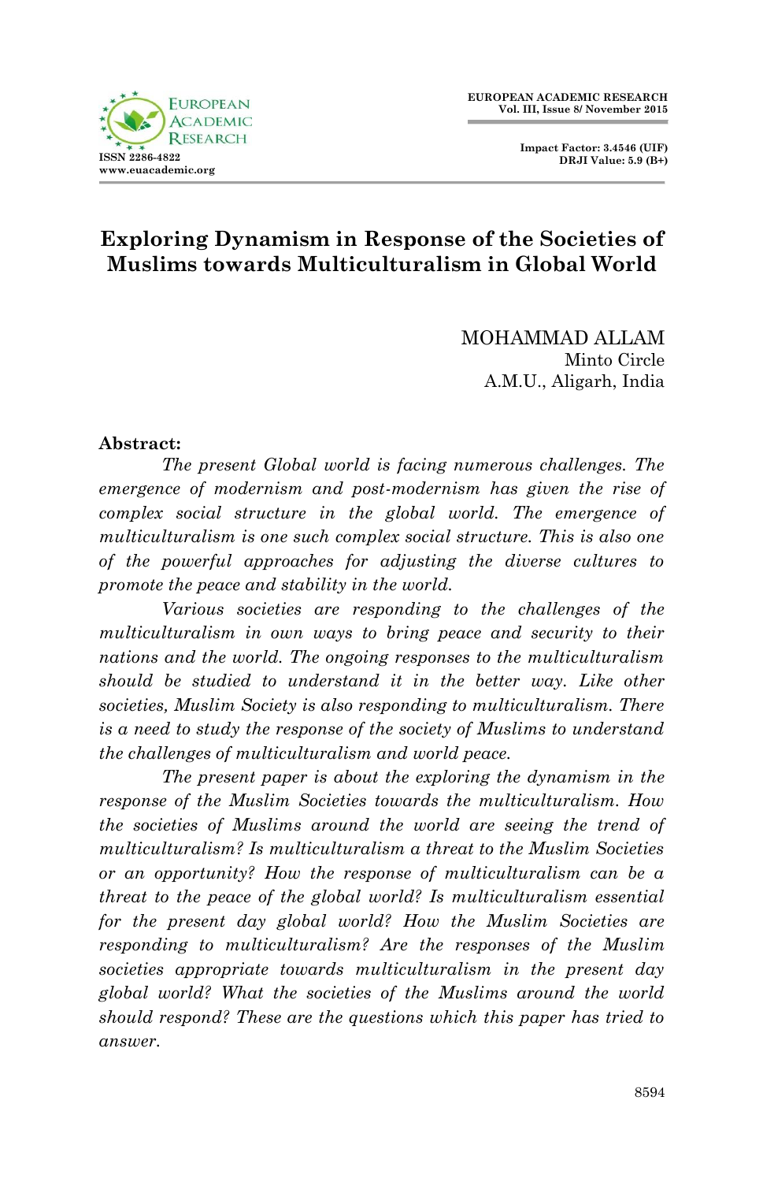# Exploring Dynamism in Response of the Societies of Muslims towards Multiculturalism in Global World

MOHAMMAD ALLAM
Minto Circle
A.M.U., Aligarh, India

**Abstract:**

*The present Global world is facing numerous challenges. The emergence of modernism and post-modernism has given the rise of complex social structure in the global world. The emergence of multiculturalism is one such complex social structure. This is also one of the powerful approaches for adjusting the diverse cultures to promote the peace and stability in the world.*

*Various societies are responding to the challenges of the multiculturalism in own ways to bring peace and security to their nations and the world. The ongoing responses to the multiculturalism should be studied to understand it in the better way. Like other societies, Muslim Society is also responding to multiculturalism. There is a need to study the response of the society of Muslims to understand the challenges of multiculturalism and world peace.*

*The present paper is about the exploring the dynamism in the response of the Muslim Societies towards the multiculturalism. How the societies of Muslims around the world are seeing the trend of multiculturalism? Is multiculturalism a threat to the Muslim Societies or an opportunity? How the response of multiculturalism can be a threat to the peace of the global world? Is multiculturalism essential for the present day global world? How the Muslim Societies are responding to multiculturalism? Are the responses of the Muslim societies appropriate towards multiculturalism in the present day global world? What the societies of the Muslims around the world should respond? These are the questions which this paper has tried to answer.*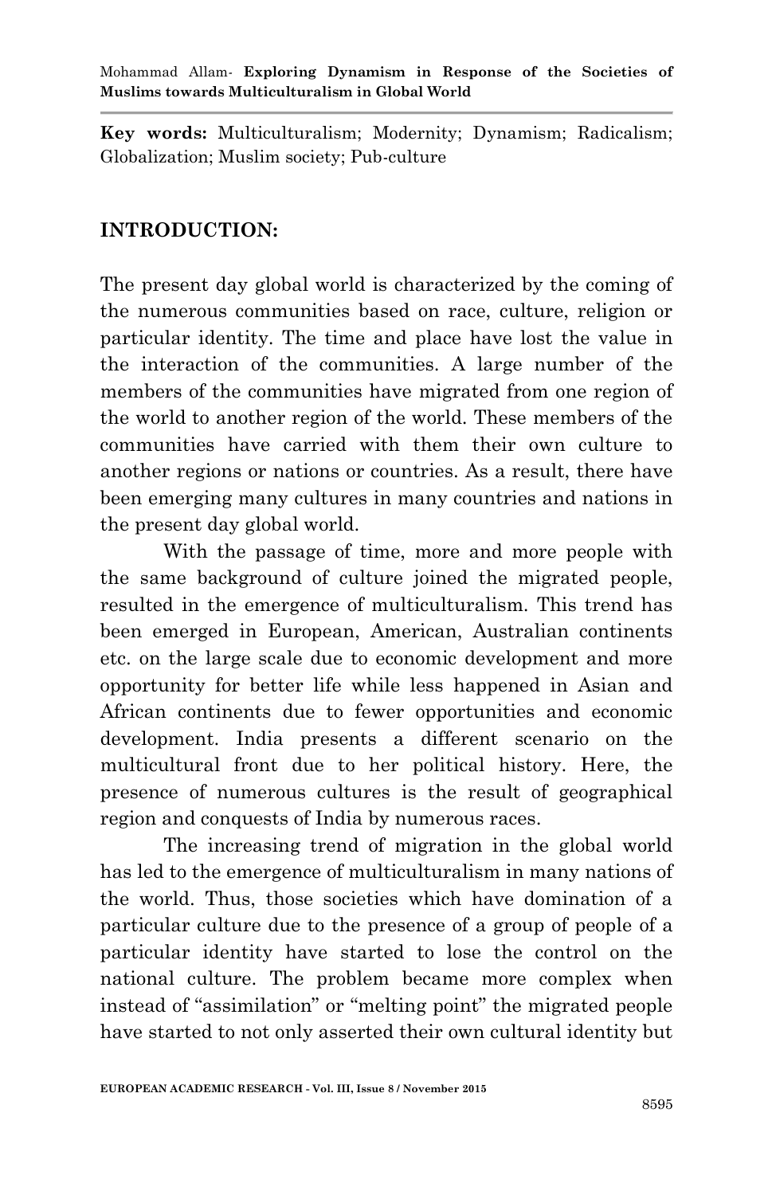**Key words:** Multiculturalism; Modernity; Dynamism; Radicalism; Globalization; Muslim society; Pub-culture

## INTRODUCTION:

The present day global world is characterized by the coming of the numerous communities based on race, culture, religion or particular identity. The time and place have lost the value in the interaction of the communities. A large number of the members of the communities have migrated from one region of the world to another region of the world. These members of the communities have carried with them their own culture to another regions or nations or countries. As a result, there have been emerging many cultures in many countries and nations in the present day global world.

With the passage of time, more and more people with the same background of culture joined the migrated people, resulted in the emergence of multiculturalism. This trend has been emerged in European, American, Australian continents etc. on the large scale due to economic development and more opportunity for better life while less happened in Asian and African continents due to fewer opportunities and economic development. India presents a different scenario on the multicultural front due to her political history. Here, the presence of numerous cultures is the result of geographical region and conquests of India by numerous races.

The increasing trend of migration in the global world has led to the emergence of multiculturalism in many nations of the world. Thus, those societies which have domination of a particular culture due to the presence of a group of people of a particular identity have started to lose the control on the national culture. The problem became more complex when instead of "assimilation" or "melting point" the migrated people have started to not only asserted their own cultural identity but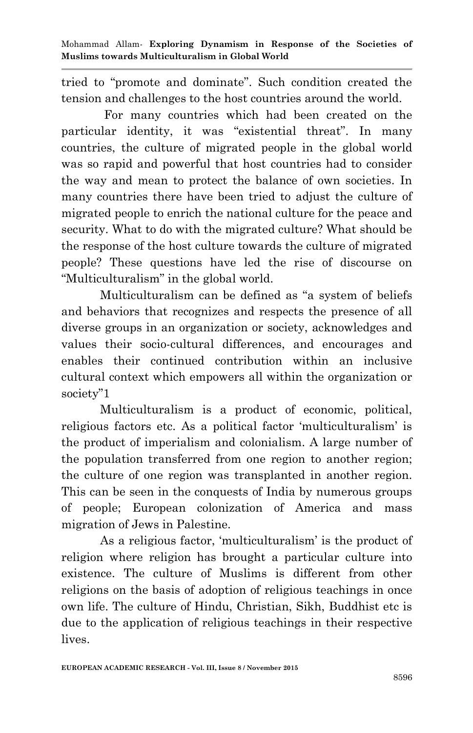tried to “promote and dominate”. Such condition created the tension and challenges to the host countries around the world.

For many countries which had been created on the particular identity, it was “existential threat”. In many countries, the culture of migrated people in the global world was so rapid and powerful that host countries had to consider the way and mean to protect the balance of own societies. In many countries there have been tried to adjust the culture of migrated people to enrich the national culture for the peace and security. What to do with the migrated culture? What should be the response of the host culture towards the culture of migrated people? These questions have led the rise of discourse on “Multiculturalism” in the global world.

Multiculturalism can be defined as “a system of beliefs and behaviors that recognizes and respects the presence of all diverse groups in an organization or society, acknowledges and values their socio-cultural differences, and encourages and enables their continued contribution within an inclusive cultural context which empowers all within the organization or society”[1]

Multiculturalism is a product of economic, political, religious factors etc. As a political factor ‘multiculturalism’ is the product of imperialism and colonialism. A large number of the population transferred from one region to another region; the culture of one region was transplanted in another region. This can be seen in the conquests of India by numerous groups of people; European colonization of America and mass migration of Jews in Palestine.

As a religious factor, ‘multiculturalism’ is the product of religion where religion has brought a particular culture into existence. The culture of Muslims is different from other religions on the basis of adoption of religious teachings in once own life. The culture of Hindu, Christian, Sikh, Buddhist etc is due to the application of religious teachings in their respective lives.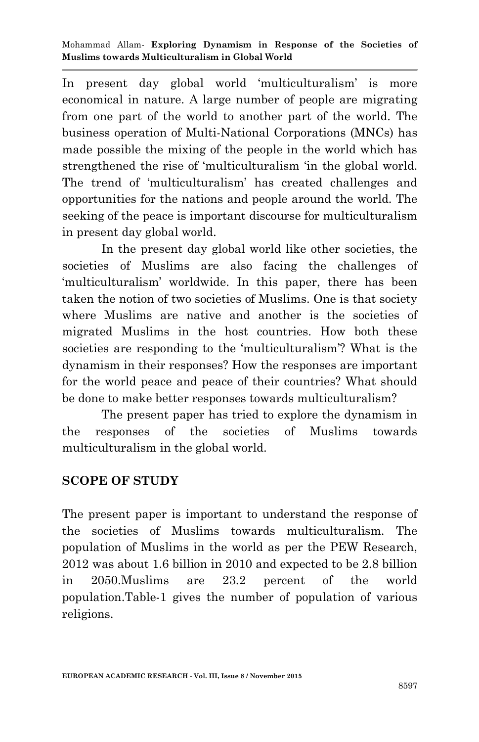In present day global world 'multiculturalism' is more economical in nature. A large number of people are migrating from one part of the world to another part of the world. The business operation of Multi-National Corporations (MNCs) has made possible the mixing of the people in the world which has strengthened the rise of 'multiculturalism 'in the global world. The trend of 'multiculturalism' has created challenges and opportunities for the nations and people around the world. The seeking of the peace is important discourse for multiculturalism in present day global world.

In the present day global world like other societies, the societies of Muslims are also facing the challenges of 'multiculturalism' worldwide. In this paper, there has been taken the notion of two societies of Muslims. One is that society where Muslims are native and another is the societies of migrated Muslims in the host countries. How both these societies are responding to the 'multiculturalism'? What is the dynamism in their responses? How the responses are important for the world peace and peace of their countries? What should be done to make better responses towards multiculturalism?

The present paper has tried to explore the dynamism in the responses of the societies of Muslims towards multiculturalism in the global world.

## SCOPE OF STUDY

The present paper is important to understand the response of the societies of Muslims towards multiculturalism. The population of Muslims in the world as per the PEW Research, 2012 was about 1.6 billion in 2010 and expected to be 2.8 billion in 2050.Muslims are 23.2 percent of the world population.Table-1 gives the number of population of various religions.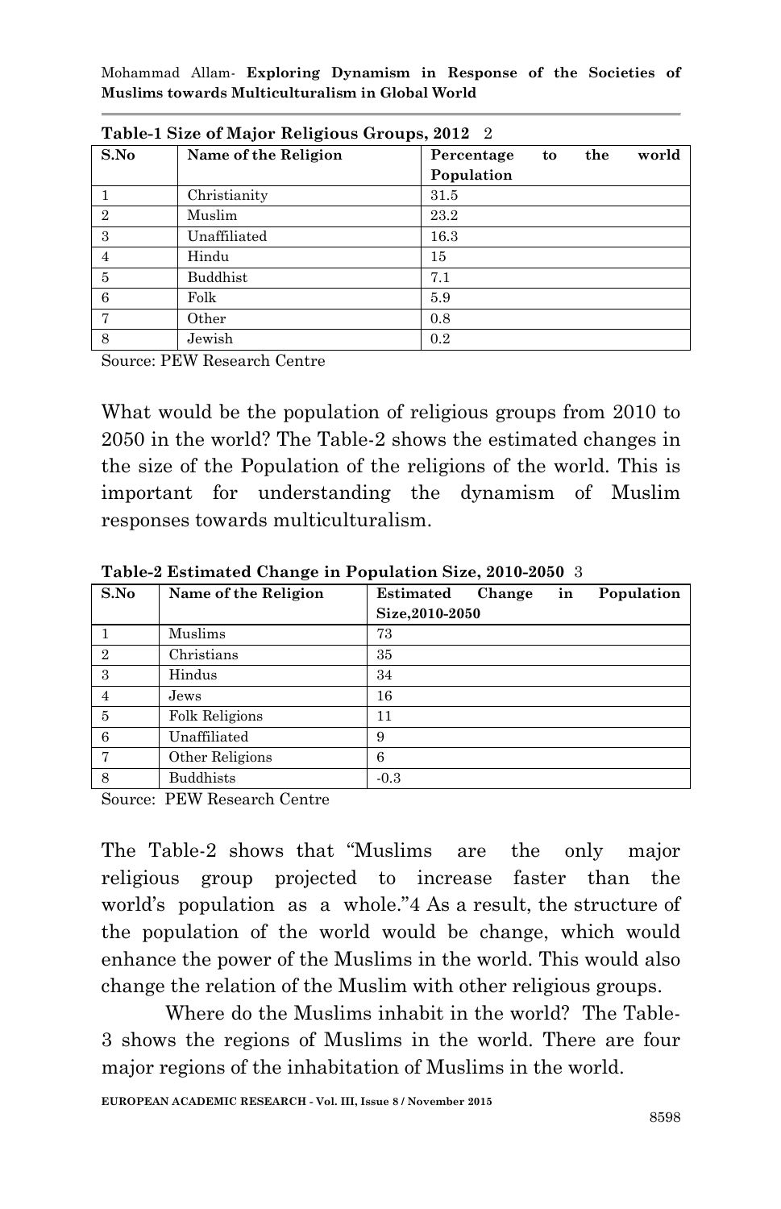**Table-1 Size of Major Religious Groups, 2012** [2]

| S.No | Name of the Religion | Percentage to the world Population |
|---|---|---|
| 1 | Christianity | 31.5 |
| 2 | Muslim | 23.2 |
| 3 | Unaffiliated | 16.3 |
| 4 | Hindu | 15 |
| 5 | Buddhist | 7.1 |
| 6 | Folk | 5.9 |
| 7 | Other | 0.8 |
| 8 | Jewish | 0.2 |

Source: PEW Research Centre

What would be the population of religious groups from 2010 to 2050 in the world? The Table-2 shows the estimated changes in the size of the Population of the religions of the world. This is important for understanding the dynamism of Muslim responses towards multiculturalism.

**Table-2 Estimated Change in Population Size, 2010-2050** [3]

| S.No | Name of the Religion | Estimated Change in Population Size,2010-2050 |
|---|---|---|
| 1 | Muslims | 73 |
| 2 | Christians | 35 |
| 3 | Hindus | 34 |
| 4 | Jews | 16 |
| 5 | Folk Religions | 11 |
| 6 | Unaffiliated | 9 |
| 7 | Other Religions | 6 |
| 8 | Buddhists | -0.3 |

Source: PEW Research Centre

The Table-2 shows that "Muslims are the only major religious group projected to increase faster than the world's population as a whole."[4] As a result, the structure of the population of the world would be change, which would enhance the power of the Muslims in the world. This would also change the relation of the Muslim with other religious groups.

Where do the Muslims inhabit in the world? The Table-3 shows the regions of Muslims in the world. There are four major regions of the inhabitation of Muslims in the world.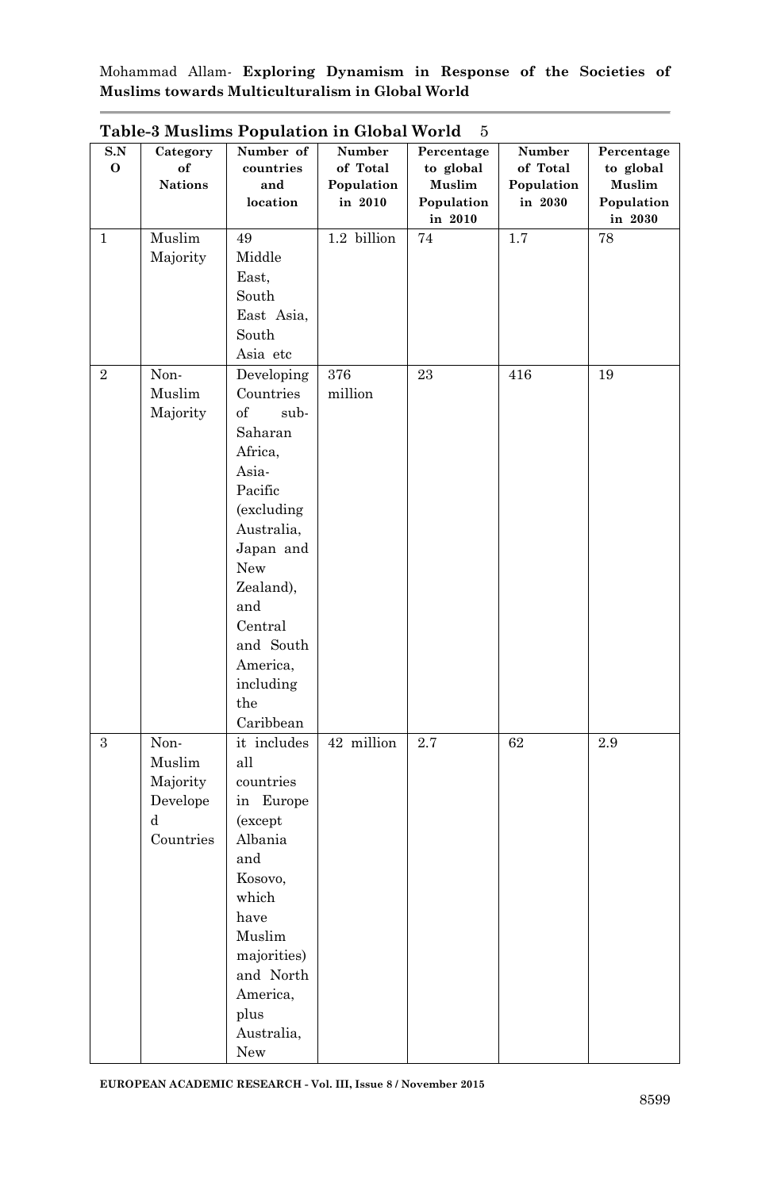**Table-3 Muslims Population in Global World** 5

| S.NO | Category of Nations | Number of countries and location | Number of Total Population in 2010 | Percentage to global Muslim Population in 2010 | Number of Total Population in 2030 | Percentage to global Muslim Population in 2030 |
|---|---|---|---|---|---|---|
| 1 | Muslim Majority | 49 Middle East, South East Asia, South Asia etc | 1.2 billion | 74 | 1.7 | 78 |
| 2 | Non-Muslim Majority | Developing Countries of sub-Saharan Africa, Asia-Pacific (excluding Australia, Japan and New Zealand), and Central and South America, including the Caribbean | 376 million | 23 | 416 | 19 |
| 3 | Non-Muslim Majority Developed Countries | it includes all countries in Europe (except Albania and Kosovo, which have Muslim majorities) and North America, plus Australia, New | 42 million | 2.7 | 62 | 2.9 |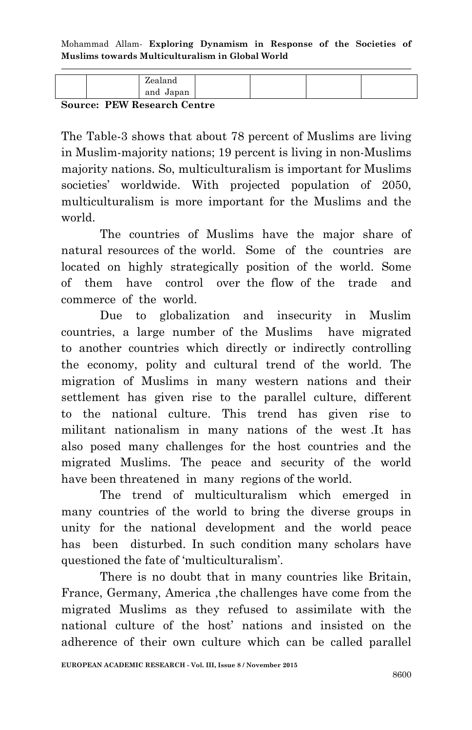|  |  | Zealand and Japan |  |  |  |  |
|---|---|---|---|---|---|---|

**Source: PEW Research Centre**

The Table-3 shows that about 78 percent of Muslims are living in Muslim-majority nations; 19 percent is living in non-Muslims majority nations. So, multiculturalism is important for Muslims societies' worldwide. With projected population of 2050, multiculturalism is more important for the Muslims and the world.

The countries of Muslims have the major share of natural resources of the world. Some of the countries are located on highly strategically position of the world. Some of them have control over the flow of the trade and commerce of the world.

Due to globalization and insecurity in Muslim countries, a large number of the Muslims have migrated to another countries which directly or indirectly controlling the economy, polity and cultural trend of the world. The migration of Muslims in many western nations and their settlement has given rise to the parallel culture, different to the national culture. This trend has given rise to militant nationalism in many nations of the west .It has also posed many challenges for the host countries and the migrated Muslims. The peace and security of the world have been threatened in many regions of the world.

The trend of multiculturalism which emerged in many countries of the world to bring the diverse groups in unity for the national development and the world peace has been disturbed. In such condition many scholars have questioned the fate of 'multiculturalism'.

There is no doubt that in many countries like Britain, France, Germany, America ,the challenges have come from the migrated Muslims as they refused to assimilate with the national culture of the host' nations and insisted on the adherence of their own culture which can be called parallel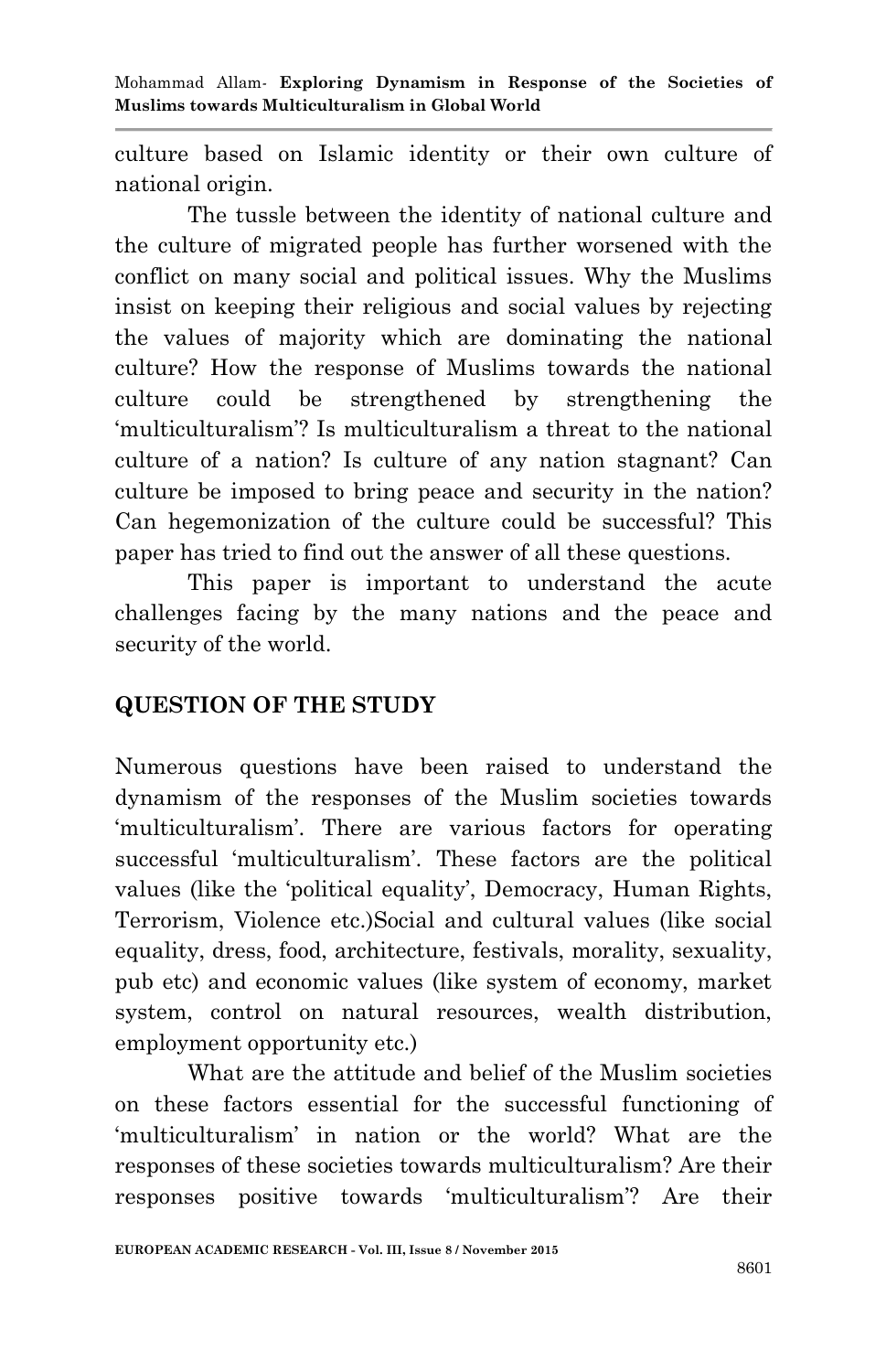culture based on Islamic identity or their own culture of national origin.

The tussle between the identity of national culture and the culture of migrated people has further worsened with the conflict on many social and political issues. Why the Muslims insist on keeping their religious and social values by rejecting the values of majority which are dominating the national culture? How the response of Muslims towards the national culture could be strengthened by strengthening the 'multiculturalism'? Is multiculturalism a threat to the national culture of a nation? Is culture of any nation stagnant? Can culture be imposed to bring peace and security in the nation? Can hegemonization of the culture could be successful? This paper has tried to find out the answer of all these questions.

This paper is important to understand the acute challenges facing by the many nations and the peace and security of the world.

## QUESTION OF THE STUDY

Numerous questions have been raised to understand the dynamism of the responses of the Muslim societies towards 'multiculturalism'. There are various factors for operating successful 'multiculturalism'. These factors are the political values (like the 'political equality', Democracy, Human Rights, Terrorism, Violence etc.)Social and cultural values (like social equality, dress, food, architecture, festivals, morality, sexuality, pub etc) and economic values (like system of economy, market system, control on natural resources, wealth distribution, employment opportunity etc.)

What are the attitude and belief of the Muslim societies on these factors essential for the successful functioning of 'multiculturalism' in nation or the world? What are the responses of these societies towards multiculturalism? Are their responses positive towards 'multiculturalism'? Are their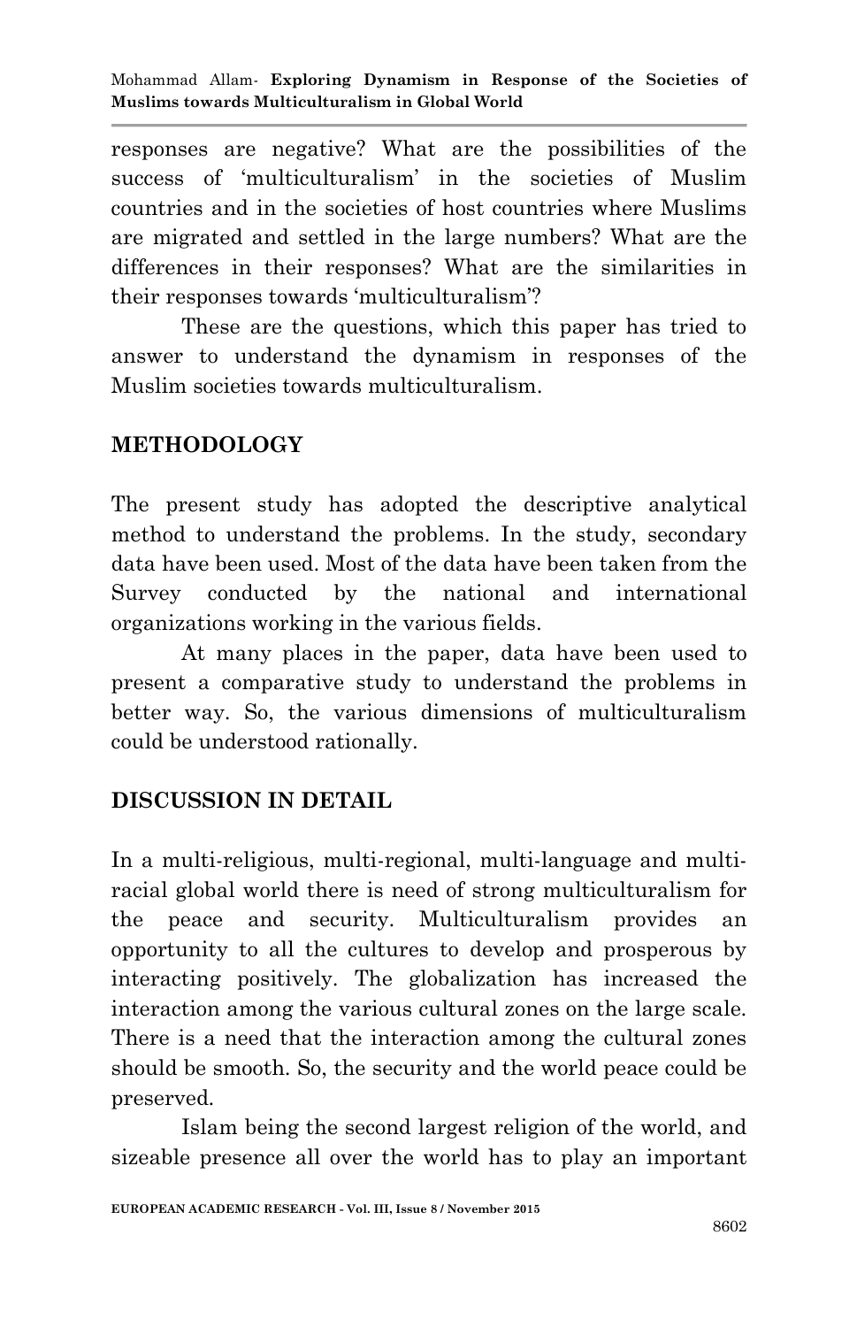responses are negative? What are the possibilities of the success of 'multiculturalism' in the societies of Muslim countries and in the societies of host countries where Muslims are migrated and settled in the large numbers? What are the differences in their responses? What are the similarities in their responses towards 'multiculturalism'?

These are the questions, which this paper has tried to answer to understand the dynamism in responses of the Muslim societies towards multiculturalism.

## METHODOLOGY

The present study has adopted the descriptive analytical method to understand the problems. In the study, secondary data have been used. Most of the data have been taken from the Survey conducted by the national and international organizations working in the various fields.

At many places in the paper, data have been used to present a comparative study to understand the problems in better way. So, the various dimensions of multiculturalism could be understood rationally.

## DISCUSSION IN DETAIL

In a multi-religious, multi-regional, multi-language and multi-racial global world there is need of strong multiculturalism for the peace and security. Multiculturalism provides an opportunity to all the cultures to develop and prosperous by interacting positively. The globalization has increased the interaction among the various cultural zones on the large scale. There is a need that the interaction among the cultural zones should be smooth. So, the security and the world peace could be preserved.

Islam being the second largest religion of the world, and sizeable presence all over the world has to play an important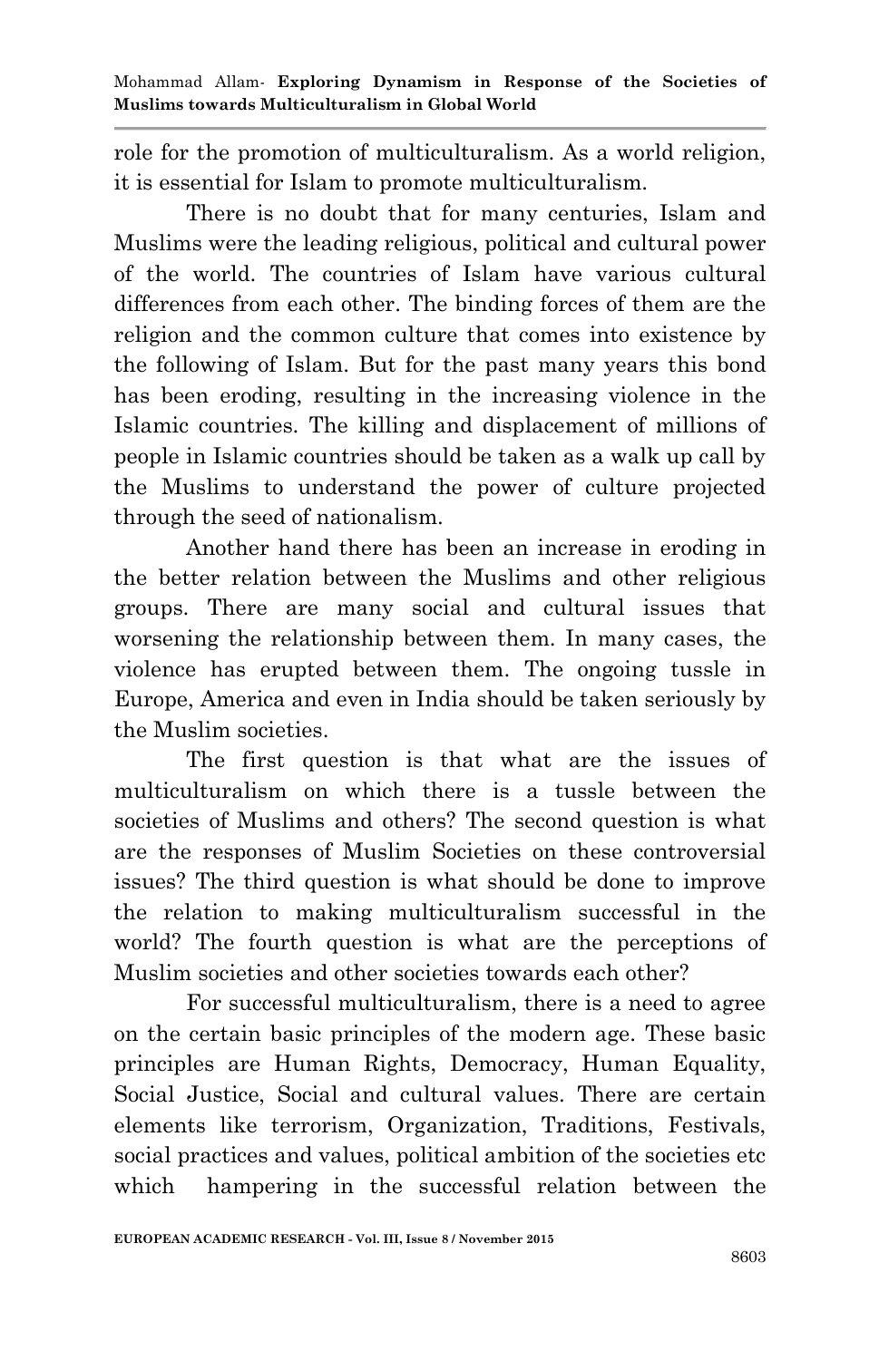role for the promotion of multiculturalism. As a world religion, it is essential for Islam to promote multiculturalism.

There is no doubt that for many centuries, Islam and Muslims were the leading religious, political and cultural power of the world. The countries of Islam have various cultural differences from each other. The binding forces of them are the religion and the common culture that comes into existence by the following of Islam. But for the past many years this bond has been eroding, resulting in the increasing violence in the Islamic countries. The killing and displacement of millions of people in Islamic countries should be taken as a walk up call by the Muslims to understand the power of culture projected through the seed of nationalism.

Another hand there has been an increase in eroding in the better relation between the Muslims and other religious groups. There are many social and cultural issues that worsening the relationship between them. In many cases, the violence has erupted between them. The ongoing tussle in Europe, America and even in India should be taken seriously by the Muslim societies.

The first question is that what are the issues of multiculturalism on which there is a tussle between the societies of Muslims and others? The second question is what are the responses of Muslim Societies on these controversial issues? The third question is what should be done to improve the relation to making multiculturalism successful in the world? The fourth question is what are the perceptions of Muslim societies and other societies towards each other?

For successful multiculturalism, there is a need to agree on the certain basic principles of the modern age. These basic principles are Human Rights, Democracy, Human Equality, Social Justice, Social and cultural values. There are certain elements like terrorism, Organization, Traditions, Festivals, social practices and values, political ambition of the societies etc which hampering in the successful relation between the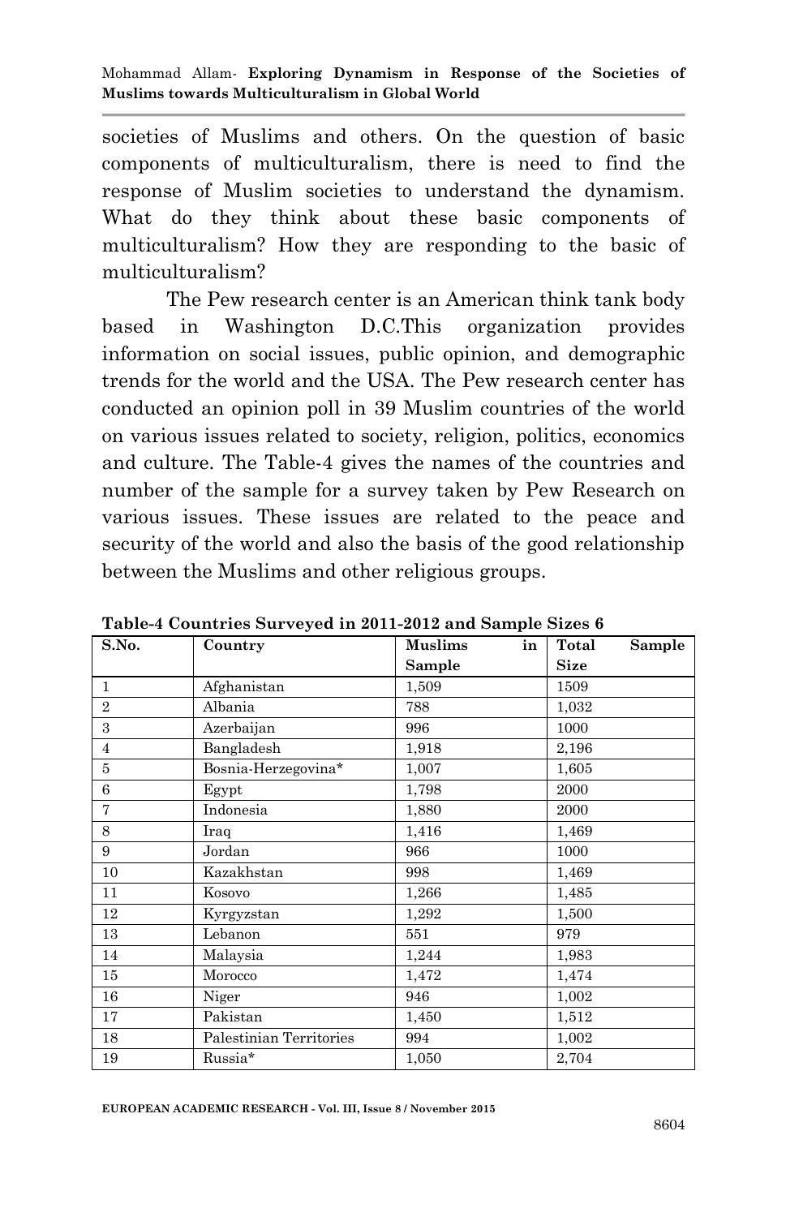societies of Muslims and others. On the question of basic components of multiculturalism, there is need to find the response of Muslim societies to understand the dynamism. What do they think about these basic components of multiculturalism? How they are responding to the basic of multiculturalism?

The Pew research center is an American think tank body based in Washington D.C.This organization provides information on social issues, public opinion, and demographic trends for the world and the USA. The Pew research center has conducted an opinion poll in 39 Muslim countries of the world on various issues related to society, religion, politics, economics and culture. The Table-4 gives the names of the countries and number of the sample for a survey taken by Pew Research on various issues. These issues are related to the peace and security of the world and also the basis of the good relationship between the Muslims and other religious groups.

**Table-4 Countries Surveyed in 2011-2012 and Sample Sizes 6**

| S.No. | Country | Muslims in Sample | Total Sample Size |
|---|---|---|---|
| 1 | Afghanistan | 1,509 | 1509 |
| 2 | Albania | 788 | 1,032 |
| 3 | Azerbaijan | 996 | 1000 |
| 4 | Bangladesh | 1,918 | 2,196 |
| 5 | Bosnia-Herzegovina* | 1,007 | 1,605 |
| 6 | Egypt | 1,798 | 2000 |
| 7 | Indonesia | 1,880 | 2000 |
| 8 | Iraq | 1,416 | 1,469 |
| 9 | Jordan | 966 | 1000 |
| 10 | Kazakhstan | 998 | 1,469 |
| 11 | Kosovo | 1,266 | 1,485 |
| 12 | Kyrgyzstan | 1,292 | 1,500 |
| 13 | Lebanon | 551 | 979 |
| 14 | Malaysia | 1,244 | 1,983 |
| 15 | Morocco | 1,472 | 1,474 |
| 16 | Niger | 946 | 1,002 |
| 17 | Pakistan | 1,450 | 1,512 |
| 18 | Palestinian Territories | 994 | 1,002 |
| 19 | Russia* | 1,050 | 2,704 |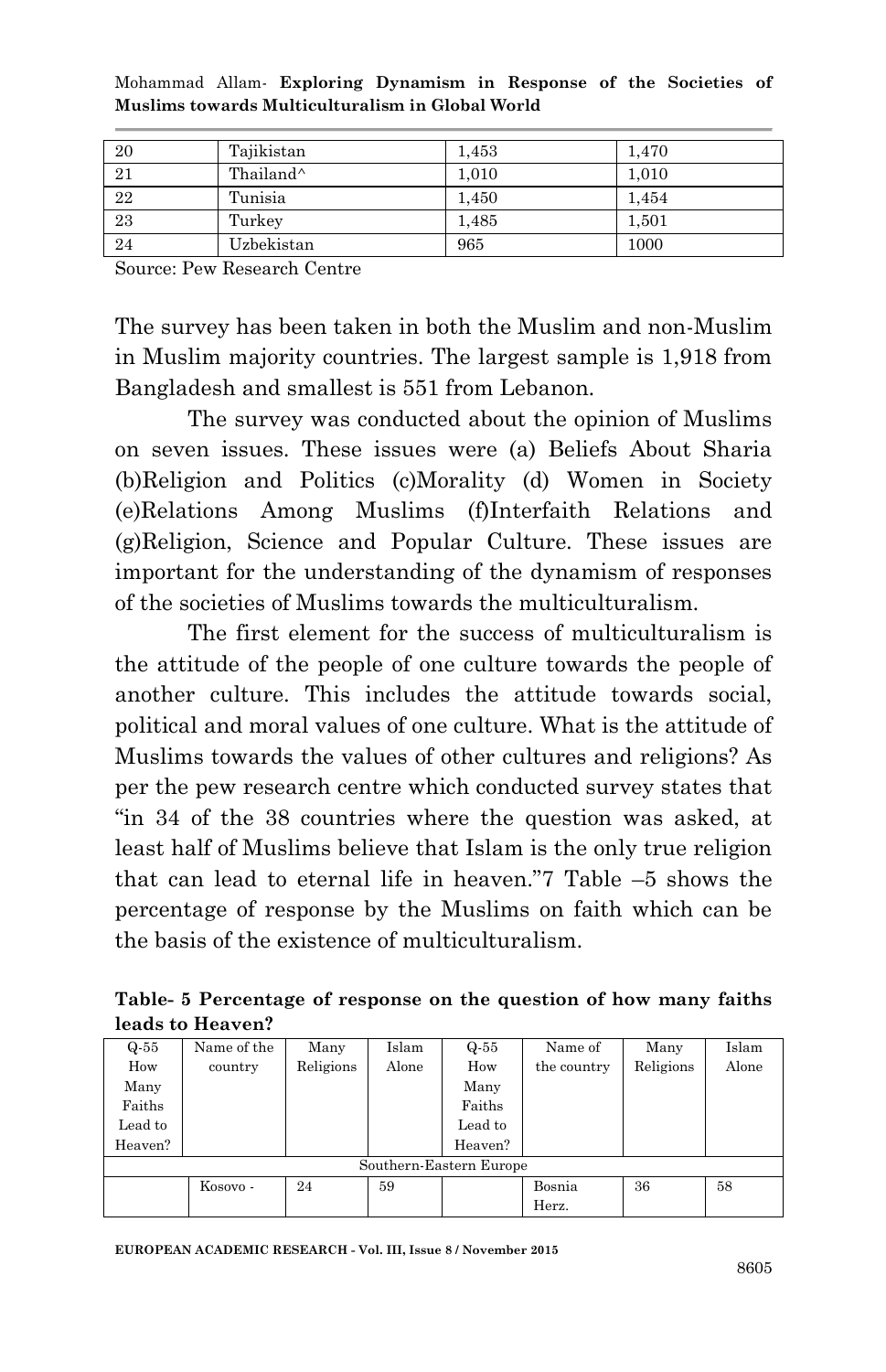| 20 | Tajikistan | 1,453 | 1,470 |
|---|---|---|---|
| 21 | Thailand^ | 1,010 | 1,010 |
| 22 | Tunisia | 1,450 | 1,454 |
| 23 | Turkey | 1,485 | 1,501 |
| 24 | Uzbekistan | 965 | 1000 |

Source: Pew Research Centre

The survey has been taken in both the Muslim and non-Muslim in Muslim majority countries. The largest sample is 1,918 from Bangladesh and smallest is 551 from Lebanon.

The survey was conducted about the opinion of Muslims on seven issues. These issues were (a) Beliefs About Sharia (b)Religion and Politics (c)Morality (d) Women in Society (e)Relations Among Muslims (f)Interfaith Relations and (g)Religion, Science and Popular Culture. These issues are important for the understanding of the dynamism of responses of the societies of Muslims towards the multiculturalism.

The first element for the success of multiculturalism is the attitude of the people of one culture towards the people of another culture. This includes the attitude towards social, political and moral values of one culture. What is the attitude of Muslims towards the values of other cultures and religions? As per the pew research centre which conducted survey states that "in 34 of the 38 countries where the question was asked, at least half of Muslims believe that Islam is the only true religion that can lead to eternal life in heaven."7 Table –5 shows the percentage of response by the Muslims on faith which can be the basis of the existence of multiculturalism.

**Table- 5 Percentage of response on the question of how many faiths leads to Heaven?**

| Q-55 How Many Faiths Lead to Heaven? | Name of the country | Many Religions | Islam Alone | Q-55 How Many Faiths Lead to Heaven? | Name of the country | Many Religions | Islam Alone |
|---|---|---|---|---|---|---|---|
| Southern-Eastern Europe | | | | | | | |
| | Kosovo - | 24 | 59 | | Bosnia Herz. | 36 | 58 |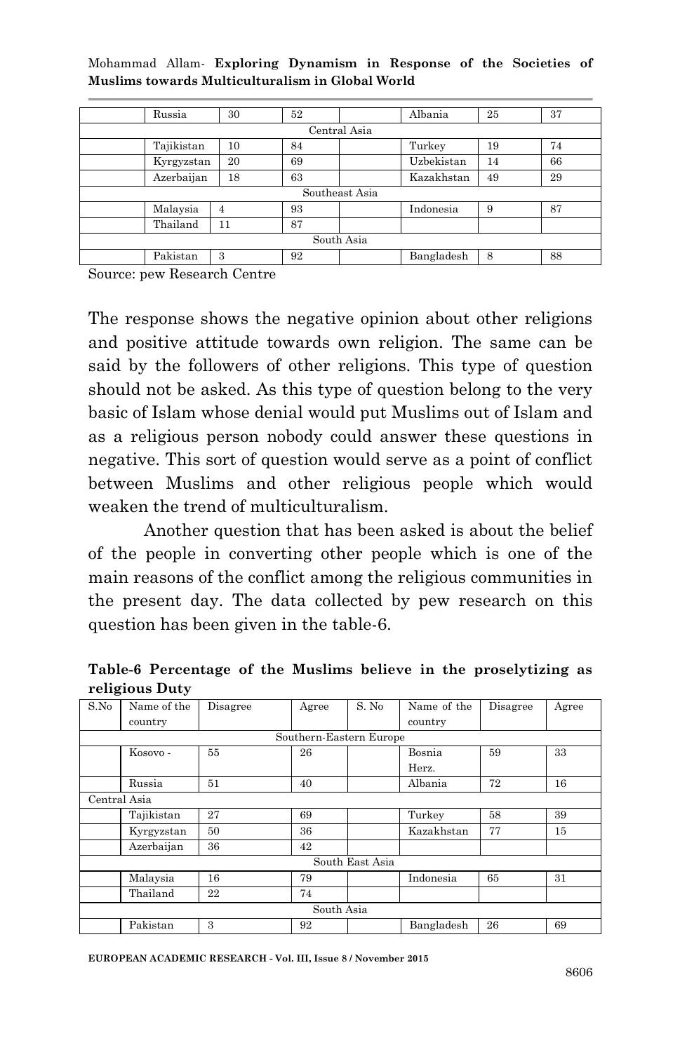|  | Russia | 30 | 52 |  | Albania | 25 | 37 |
|---|---|---|---|---|---|---|---|
| Central Asia | | | | | | | |
|  | Tajikistan | 10 | 84 |  | Turkey | 19 | 74 |
|  | Kyrgyzstan | 20 | 69 |  | Uzbekistan | 14 | 66 |
|  | Azerbaijan | 18 | 63 |  | Kazakhstan | 49 | 29 |
| Southeast Asia | | | | | | | |
|  | Malaysia | 4 | 93 |  | Indonesia | 9 | 87 |
|  | Thailand | 11 | 87 |  |  |  |  |
| South Asia | | | | | | | |
|  | Pakistan | 3 | 92 |  | Bangladesh | 8 | 88 |

Source: pew Research Centre

The response shows the negative opinion about other religions and positive attitude towards own religion. The same can be said by the followers of other religions. This type of question should not be asked. As this type of question belong to the very basic of Islam whose denial would put Muslims out of Islam and as a religious person nobody could answer these questions in negative. This sort of question would serve as a point of conflict between Muslims and other religious people which would weaken the trend of multiculturalism.

Another question that has been asked is about the belief of the people in converting other people which is one of the main reasons of the conflict among the religious communities in the present day. The data collected by pew research on this question has been given in the table-6.

**Table-6 Percentage of the Muslims believe in the proselytizing as religious Duty**

| S.No | Name of the country | Disagree | Agree | S. No | Name of the country | Disagree | Agree |
|---|---|---|---|---|---|---|---|
| Southern-Eastern Europe | | | | | | | |
|  | Kosovo - | 55 | 26 |  | Bosnia Herz. | 59 | 33 |
|  | Russia | 51 | 40 |  | Albania | 72 | 16 |
| Central Asia | | | | | | | |
|  | Tajikistan | 27 | 69 |  | Turkey | 58 | 39 |
|  | Kyrgyzstan | 50 | 36 |  | Kazakhstan | 77 | 15 |
|  | Azerbaijan | 36 | 42 |  |  |  |  |
| South East Asia | | | | | | | |
|  | Malaysia | 16 | 79 |  | Indonesia | 65 | 31 |
|  | Thailand | 22 | 74 |  |  |  |  |
| South Asia | | | | | | | |
|  | Pakistan | 3 | 92 |  | Bangladesh | 26 | 69 |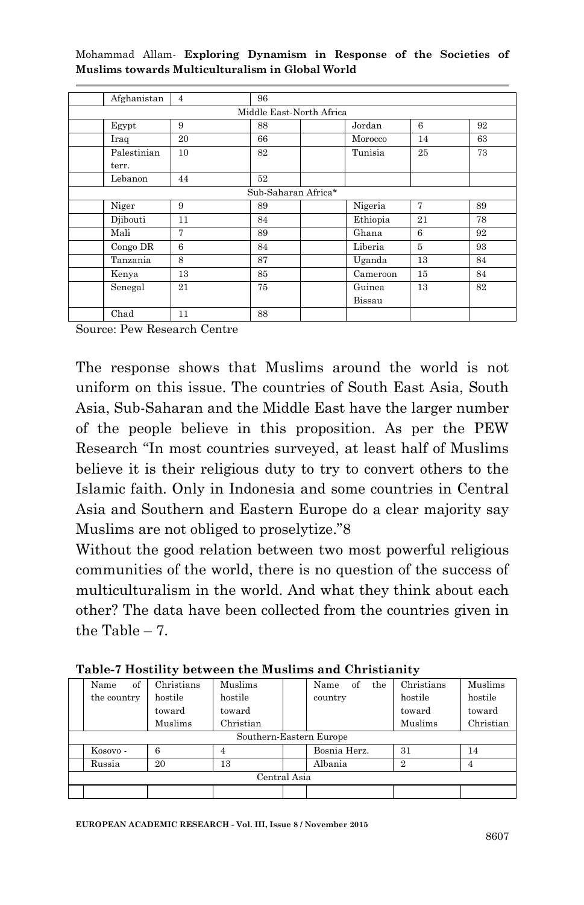| | Afghanistan | 4 | 96 | | | | |
|---|---|---|---|---|---|---|---|
| Middle East-North Africa | | | | | | | |
| | Egypt | 9 | 88 | | Jordan | 6 | 92 |
| | Iraq | 20 | 66 | | Morocco | 14 | 63 |
| | Palestinian terr. | 10 | 82 | | Tunisia | 25 | 73 |
| | Lebanon | 44 | 52 | | | | |
| Sub-Saharan Africa* | | | | | | | |
| | Niger | 9 | 89 | | Nigeria | 7 | 89 |
| | Djibouti | 11 | 84 | | Ethiopia | 21 | 78 |
| | Mali | 7 | 89 | | Ghana | 6 | 92 |
| | Congo DR | 6 | 84 | | Liberia | 5 | 93 |
| | Tanzania | 8 | 87 | | Uganda | 13 | 84 |
| | Kenya | 13 | 85 | | Cameroon | 15 | 84 |
| | Senegal | 21 | 75 | | Guinea Bissau | 13 | 82 |
| | Chad | 11 | 88 | | | | |

Source: Pew Research Centre

The response shows that Muslims around the world is not uniform on this issue. The countries of South East Asia, South Asia, Sub-Saharan and the Middle East have the larger number of the people believe in this proposition. As per the PEW Research "In most countries surveyed, at least half of Muslims believe it is their religious duty to try to convert others to the Islamic faith. Only in Indonesia and some countries in Central Asia and Southern and Eastern Europe do a clear majority say Muslims are not obliged to proselytize."8

Without the good relation between two most powerful religious communities of the world, there is no question of the success of multiculturalism in the world. And what they think about each other? The data have been collected from the countries given in the Table – 7.

**Table-7 Hostility between the Muslims and Christianity**

| | Name of the country | Christians hostile toward Muslims | Muslims hostile toward Christian | | Name of the country | Christians hostile toward Muslims | Muslims hostile toward Christian |
|---|---|---|---|---|---|---|---|
| Southern-Eastern Europe | | | | | | | |
| | Kosovo - | 6 | 4 | | Bosnia Herz. | 31 | 14 |
| | Russia | 20 | 13 | | Albania | 2 | 4 |
| Central Asia | | | | | | | |
| | | | | | | | |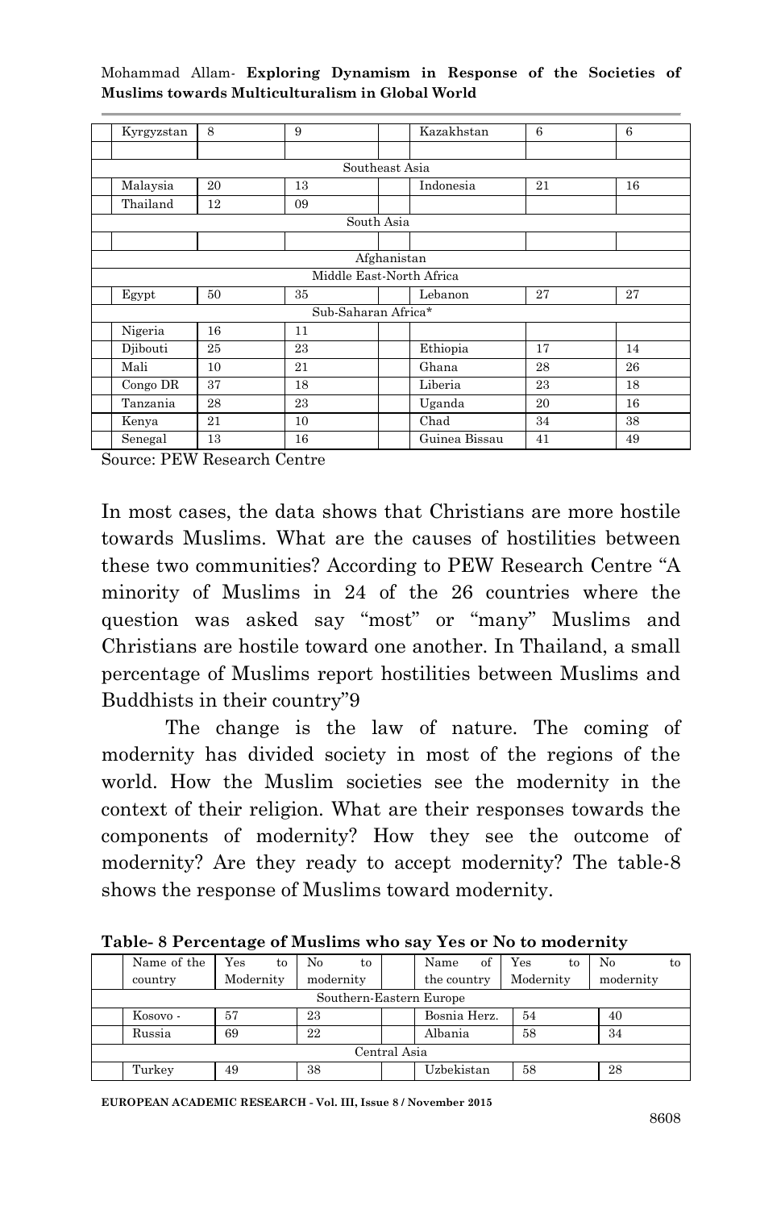| | Kyrgyzstan | 8 | 9 | | Kazakhstan | 6 | 6 |
|---|---|---|---|---|---|---|---|
| | | | | | | | |
| Southeast Asia | | | | | | | |
| | Malaysia | 20 | 13 | | Indonesia | 21 | 16 |
| | Thailand | 12 | 09 | | | | |
| South Asia | | | | | | | |
| | | | | | | | |
| Afghanistan | | | | | | | |
| Middle East-North Africa | | | | | | | |
| | Egypt | 50 | 35 | | Lebanon | 27 | 27 |
| Sub-Saharan Africa* | | | | | | | |
| | Nigeria | 16 | 11 | | | | |
| | Djibouti | 25 | 23 | | Ethiopia | 17 | 14 |
| | Mali | 10 | 21 | | Ghana | 28 | 26 |
| | Congo DR | 37 | 18 | | Liberia | 23 | 18 |
| | Tanzania | 28 | 23 | | Uganda | 20 | 16 |
| | Kenya | 21 | 10 | | Chad | 34 | 38 |
| | Senegal | 13 | 16 | | Guinea Bissau | 41 | 49 |

Source: PEW Research Centre

In most cases, the data shows that Christians are more hostile towards Muslims. What are the causes of hostilities between these two communities? According to PEW Research Centre "A minority of Muslims in 24 of the 26 countries where the question was asked say "most" or "many" Muslims and Christians are hostile toward one another. In Thailand, a small percentage of Muslims report hostilities between Muslims and Buddhists in their country"9

The change is the law of nature. The coming of modernity has divided society in most of the regions of the world. How the Muslim societies see the modernity in the context of their religion. What are their responses towards the components of modernity? How they see the outcome of modernity? Are they ready to accept modernity? The table-8 shows the response of Muslims toward modernity.

**Table- 8 Percentage of Muslims who say Yes or No to modernity**

| | Name of the country | Yes to Modernity | No to modernity | | Name of the country | Yes to Modernity | No to modernity |
|---|---|---|---|---|---|---|---|
| Southern-Eastern Europe | | | | | | | |
| | Kosovo - | 57 | 23 | | Bosnia Herz. | 54 | 40 |
| | Russia | 69 | 22 | | Albania | 58 | 34 |
| Central Asia | | | | | | | |
| | Turkey | 49 | 38 | | Uzbekistan | 58 | 28 |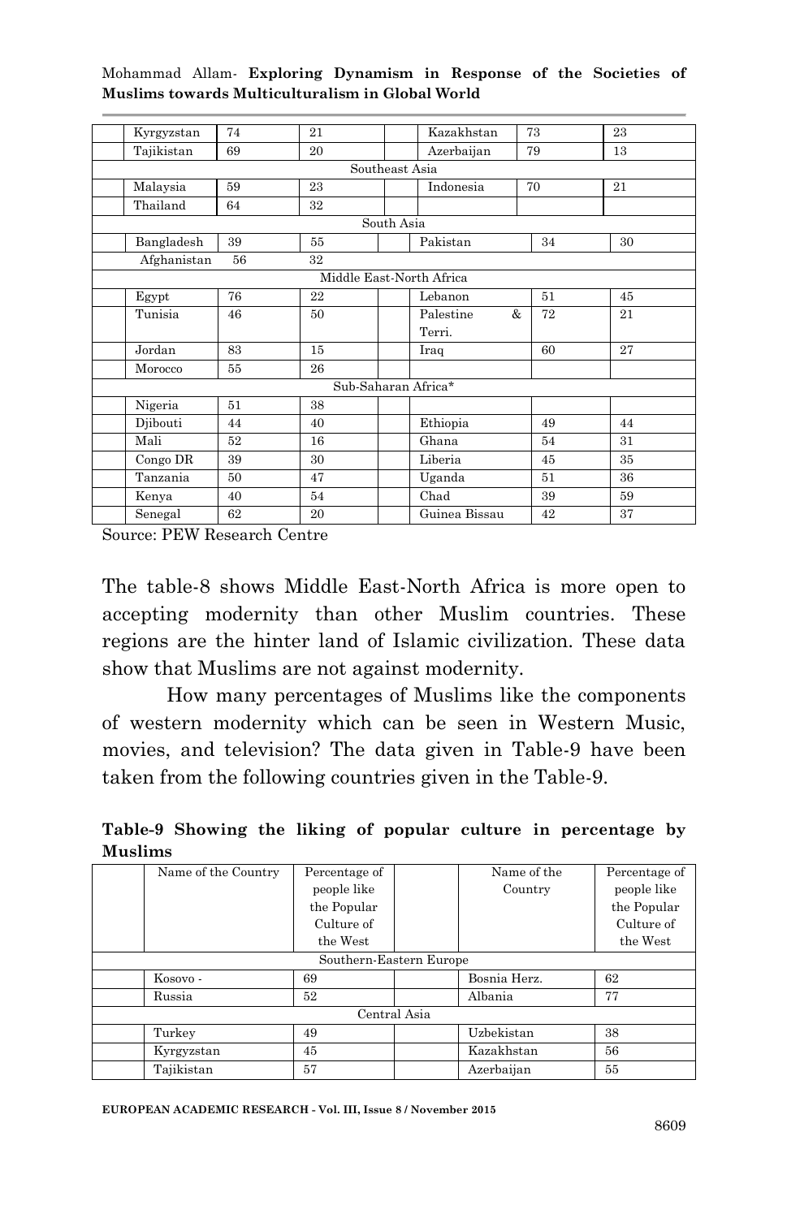| | | | | | | |
|---|---|---|---|---|---|---|
| | Kyrgyzstan | 74 | 21 | | Kazakhstan | 73 | 23 |
| | Tajikistan | 69 | 20 | | Azerbaijan | 79 | 13 |
| Southeast Asia | | | | | | | |
| | Malaysia | 59 | 23 | | Indonesia | 70 | 21 |
| | Thailand | 64 | 32 | | | | |
| South Asia | | | | | | | |
| | Bangladesh | 39 | 55 | | Pakistan | 34 | 30 |
| | Afghanistan | 56 | 32 | | | | |
| Middle East-North Africa | | | | | | | |
| | Egypt | 76 | 22 | | Lebanon | 51 | 45 |
| | Tunisia | 46 | 50 | | Palestine & Terri. | 72 | 21 |
| | Jordan | 83 | 15 | | Iraq | 60 | 27 |
| | Morocco | 55 | 26 | | | | |
| Sub-Saharan Africa* | | | | | | | |
| | Nigeria | 51 | 38 | | | | |
| | Djibouti | 44 | 40 | | Ethiopia | 49 | 44 |
| | Mali | 52 | 16 | | Ghana | 54 | 31 |
| | Congo DR | 39 | 30 | | Liberia | 45 | 35 |
| | Tanzania | 50 | 47 | | Uganda | 51 | 36 |
| | Kenya | 40 | 54 | | Chad | 39 | 59 |
| | Senegal | 62 | 20 | | Guinea Bissau | 42 | 37 |

Source: PEW Research Centre

The table-8 shows Middle East-North Africa is more open to accepting modernity than other Muslim countries. These regions are the hinter land of Islamic civilization. These data show that Muslims are not against modernity.

How many percentages of Muslims like the components of western modernity which can be seen in Western Music, movies, and television? The data given in Table-9 have been taken from the following countries given in the Table-9.

**Table-9 Showing the liking of popular culture in percentage by Muslims**

| | Name of the Country | Percentage of people like the Popular Culture of the West | | Name of the Country | Percentage of people like the Popular Culture of the West |
|---|---|---|---|---|---|
| Southern-Eastern Europe | | | | | |
| | Kosovo - | 69 | | Bosnia Herz. | 62 |
| | Russia | 52 | | Albania | 77 |
| Central Asia | | | | | |
| | Turkey | 49 | | Uzbekistan | 38 |
| | Kyrgyzstan | 45 | | Kazakhstan | 56 |
| | Tajikistan | 57 | | Azerbaijan | 55 |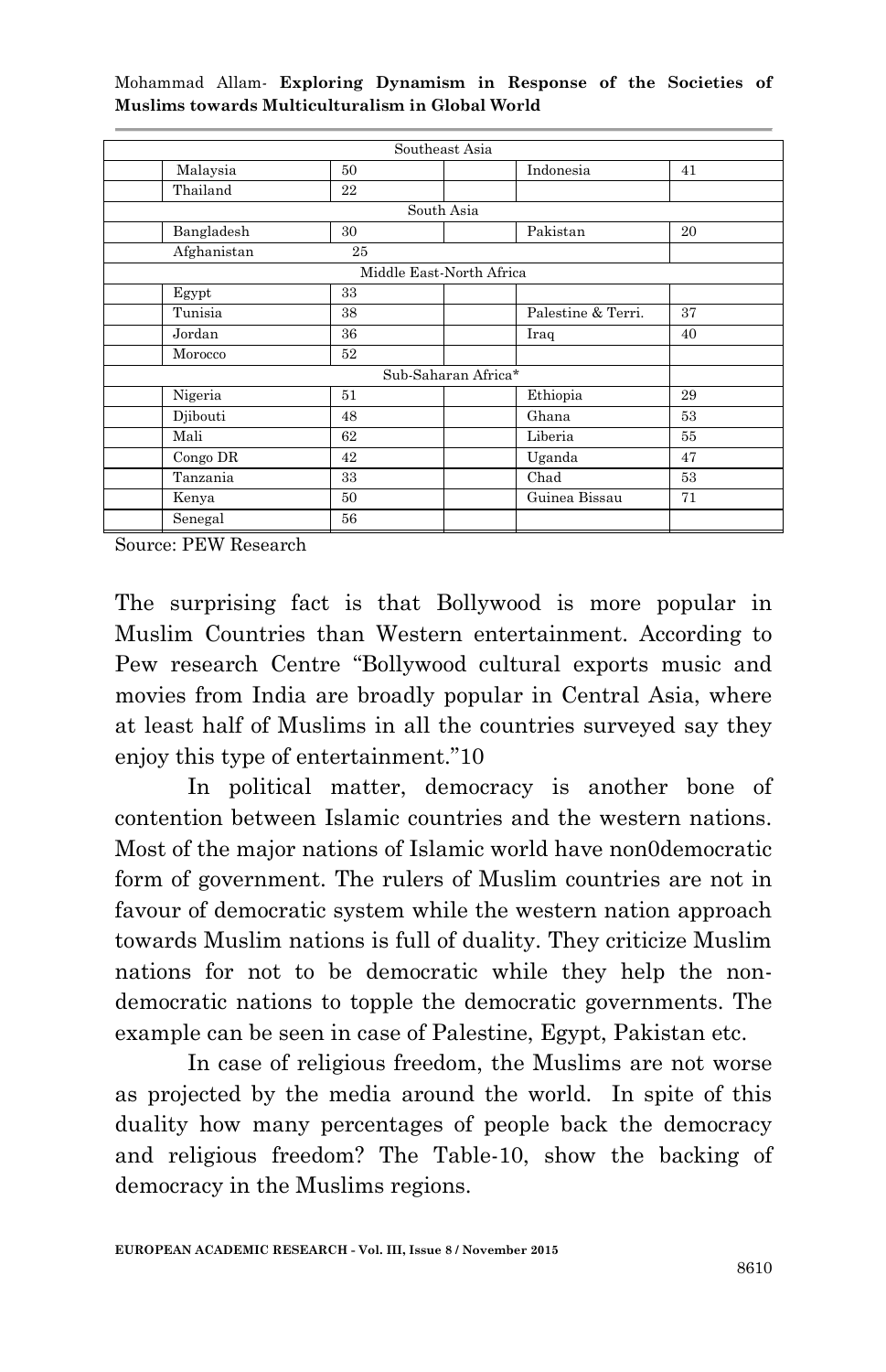| | | | | |
|---|---|---|---|---|
| Southeast Asia | | | | |
| Malaysia | 50 | | Indonesia | 41 |
| Thailand | 22 | | | |
| South Asia | | | | |
| Bangladesh | 30 | | Pakistan | 20 |
| Afghanistan | 25 | | | |
| Middle East-North Africa | | | | |
| Egypt | 33 | | | |
| Tunisia | 38 | | Palestine & Terri. | 37 |
| Jordan | 36 | | Iraq | 40 |
| Morocco | 52 | | | |
| Sub-Saharan Africa* | | | | |
| Nigeria | 51 | | Ethiopia | 29 |
| Djibouti | 48 | | Ghana | 53 |
| Mali | 62 | | Liberia | 55 |
| Congo DR | 42 | | Uganda | 47 |
| Tanzania | 33 | | Chad | 53 |
| Kenya | 50 | | Guinea Bissau | 71 |
| Senegal | 56 | | | |

Source: PEW Research

The surprising fact is that Bollywood is more popular in Muslim Countries than Western entertainment. According to Pew research Centre "Bollywood cultural exports music and movies from India are broadly popular in Central Asia, where at least half of Muslims in all the countries surveyed say they enjoy this type of entertainment."10

In political matter, democracy is another bone of contention between Islamic countries and the western nations. Most of the major nations of Islamic world have non0democratic form of government. The rulers of Muslim countries are not in favour of democratic system while the western nation approach towards Muslim nations is full of duality. They criticize Muslim nations for not to be democratic while they help the non-democratic nations to topple the democratic governments. The example can be seen in case of Palestine, Egypt, Pakistan etc.

In case of religious freedom, the Muslims are not worse as projected by the media around the world. In spite of this duality how many percentages of people back the democracy and religious freedom? The Table-10, show the backing of democracy in the Muslims regions.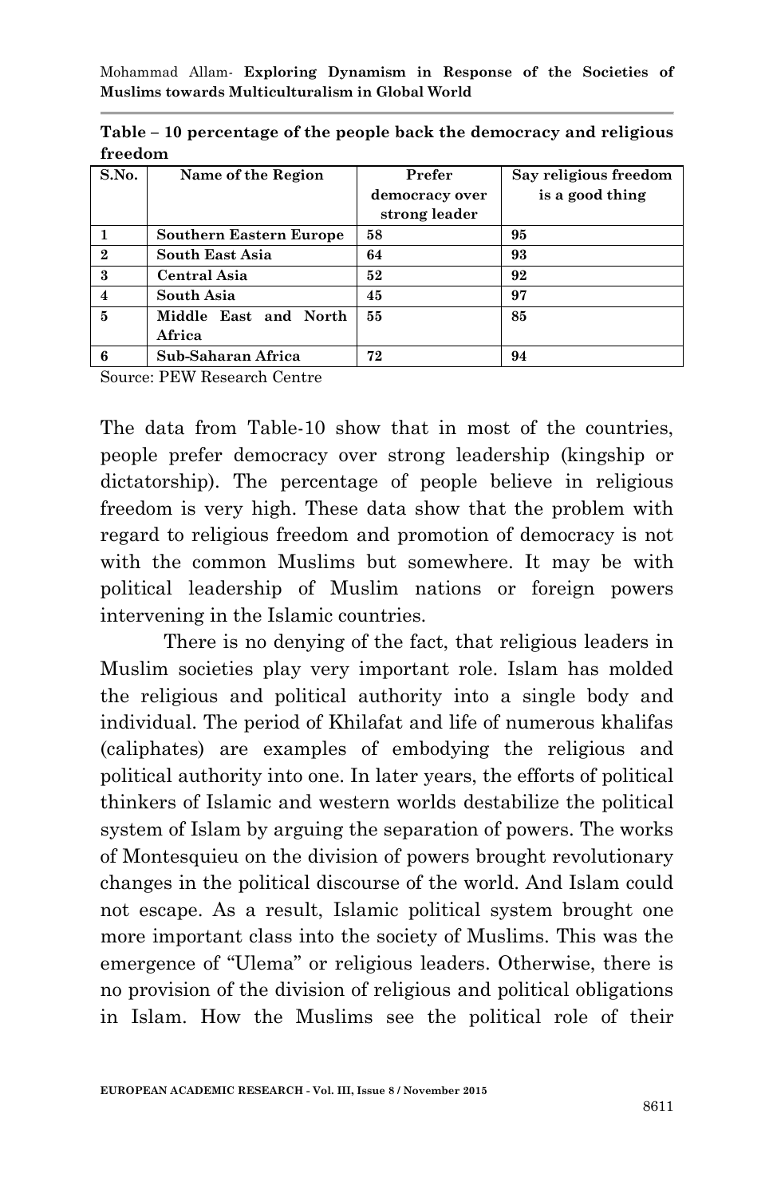**Table – 10 percentage of the people back the democracy and religious freedom**

| S.No. | Name of the Region | Prefer democracy over strong leader | Say religious freedom is a good thing |
|---|---|---|---|
| 1 | Southern Eastern Europe | 58 | 95 |
| 2 | South East Asia | 64 | 93 |
| 3 | Central Asia | 52 | 92 |
| 4 | South Asia | 45 | 97 |
| 5 | Middle East and North Africa | 55 | 85 |
| 6 | Sub-Saharan Africa | 72 | 94 |

Source: PEW Research Centre

The data from Table-10 show that in most of the countries, people prefer democracy over strong leadership (kingship or dictatorship). The percentage of people believe in religious freedom is very high. These data show that the problem with regard to religious freedom and promotion of democracy is not with the common Muslims but somewhere. It may be with political leadership of Muslim nations or foreign powers intervening in the Islamic countries.

There is no denying of the fact, that religious leaders in Muslim societies play very important role. Islam has molded the religious and political authority into a single body and individual. The period of Khilafat and life of numerous khalifas (caliphates) are examples of embodying the religious and political authority into one. In later years, the efforts of political thinkers of Islamic and western worlds destabilize the political system of Islam by arguing the separation of powers. The works of Montesquieu on the division of powers brought revolutionary changes in the political discourse of the world. And Islam could not escape. As a result, Islamic political system brought one more important class into the society of Muslims. This was the emergence of "Ulema" or religious leaders. Otherwise, there is no provision of the division of religious and political obligations in Islam. How the Muslims see the political role of their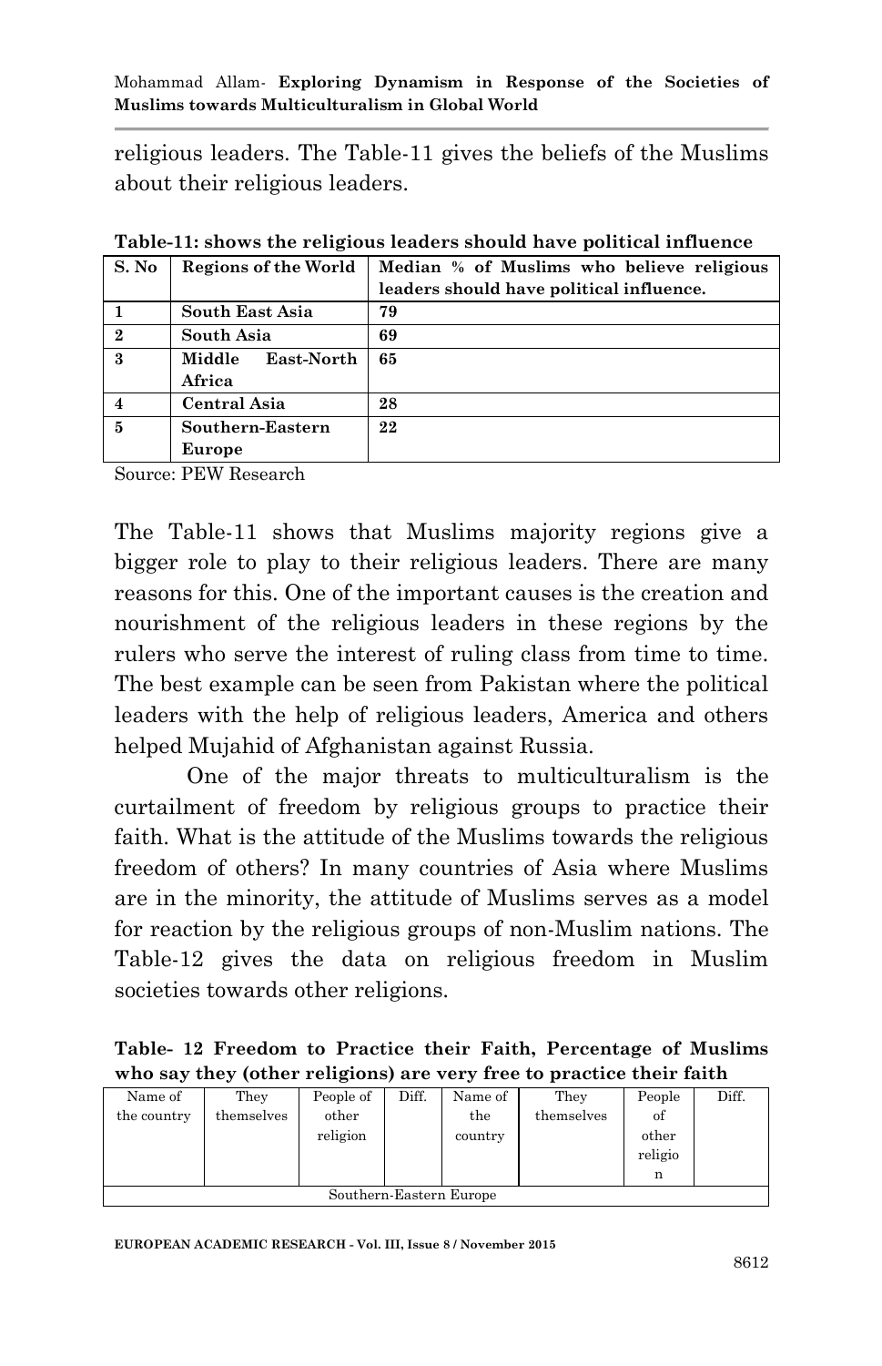religious leaders. The Table-11 gives the beliefs of the Muslims about their religious leaders.

**Table-11: shows the religious leaders should have political influence**

| S. No | Regions of the World | Median % of Muslims who believe religious leaders should have political influence. |
|---|---|---|
| 1 | South East Asia | 79 |
| 2 | South Asia | 69 |
| 3 | Middle East-North Africa | 65 |
| 4 | Central Asia | 28 |
| 5 | Southern-Eastern Europe | 22 |

Source: PEW Research

The Table-11 shows that Muslims majority regions give a bigger role to play to their religious leaders. There are many reasons for this. One of the important causes is the creation and nourishment of the religious leaders in these regions by the rulers who serve the interest of ruling class from time to time. The best example can be seen from Pakistan where the political leaders with the help of religious leaders, America and others helped Mujahid of Afghanistan against Russia.

One of the major threats to multiculturalism is the curtailment of freedom by religious groups to practice their faith. What is the attitude of the Muslims towards the religious freedom of others? In many countries of Asia where Muslims are in the minority, the attitude of Muslims serves as a model for reaction by the religious groups of non-Muslim nations. The Table-12 gives the data on religious freedom in Muslim societies towards other religions.

**Table- 12 Freedom to Practice their Faith, Percentage of Muslims who say they (other religions) are very free to practice their faith**

| Name of the country | They themselves | People of other religion | Diff. | Name of the country | They themselves | People of other religion | Diff. |
|---|---|---|---|---|---|---|---|
| Southern-Eastern Europe | | | | | | | |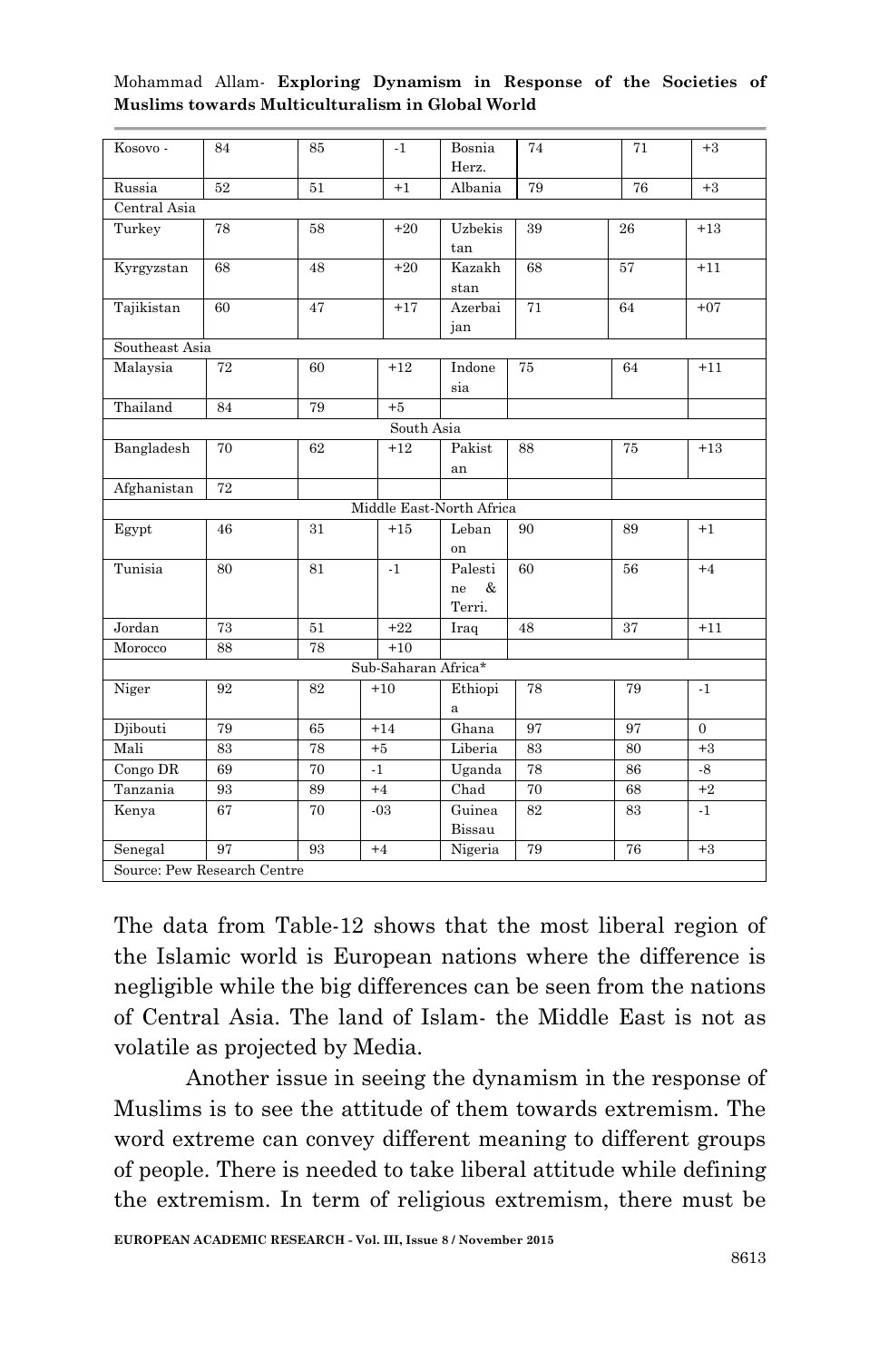| Kosovo - | 84 | 85 | -1 | Bosnia Herz. | 74 | 71 | +3 |
|---|---|---|---|---|---|---|---|
| Russia | 52 | 51 | +1 | Albania | 79 | 76 | +3 |
| Central Asia | | | | | | | |
| Turkey | 78 | 58 | +20 | Uzbekistan | 39 | 26 | +13 |
| Kyrgyzstan | 68 | 48 | +20 | Kazakhstan | 68 | 57 | +11 |
| Tajikistan | 60 | 47 | +17 | Azerbaijan | 71 | 64 | +07 |
| Southeast Asia | | | | | | | |
| Malaysia | 72 | 60 | +12 | Indonesia | 75 | 64 | +11 |
| Thailand | 84 | 79 | +5 | | | | |
| South Asia | | | | | | | |
| Bangladesh | 70 | 62 | +12 | Pakistan | 88 | 75 | +13 |
| Afghanistan | 72 | | | | | | |
| Middle East-North Africa | | | | | | | |
| Egypt | 46 | 31 | +15 | Lebanon | 90 | 89 | +1 |
| Tunisia | 80 | 81 | -1 | Palestine & Terri. | 60 | 56 | +4 |
| Jordan | 73 | 51 | +22 | Iraq | 48 | 37 | +11 |
| Morocco | 88 | 78 | +10 | | | | |
| Sub-Saharan Africa* | | | | | | | |
| Niger | 92 | 82 | +10 | Ethiopia | 78 | 79 | -1 |
| Djibouti | 79 | 65 | +14 | Ghana | 97 | 97 | 0 |
| Mali | 83 | 78 | +5 | Liberia | 83 | 80 | +3 |
| Congo DR | 69 | 70 | -1 | Uganda | 78 | 86 | -8 |
| Tanzania | 93 | 89 | +4 | Chad | 70 | 68 | +2 |
| Kenya | 67 | 70 | -03 | Guinea Bissau | 82 | 83 | -1 |
| Senegal | 97 | 93 | +4 | Nigeria | 79 | 76 | +3 |
| Source: Pew Research Centre | | | | | | | |

The data from Table-12 shows that the most liberal region of the Islamic world is European nations where the difference is negligible while the big differences can be seen from the nations of Central Asia. The land of Islam- the Middle East is not as volatile as projected by Media.

Another issue in seeing the dynamism in the response of Muslims is to see the attitude of them towards extremism. The word extreme can convey different meaning to different groups of people. There is needed to take liberal attitude while defining the extremism. In term of religious extremism, there must be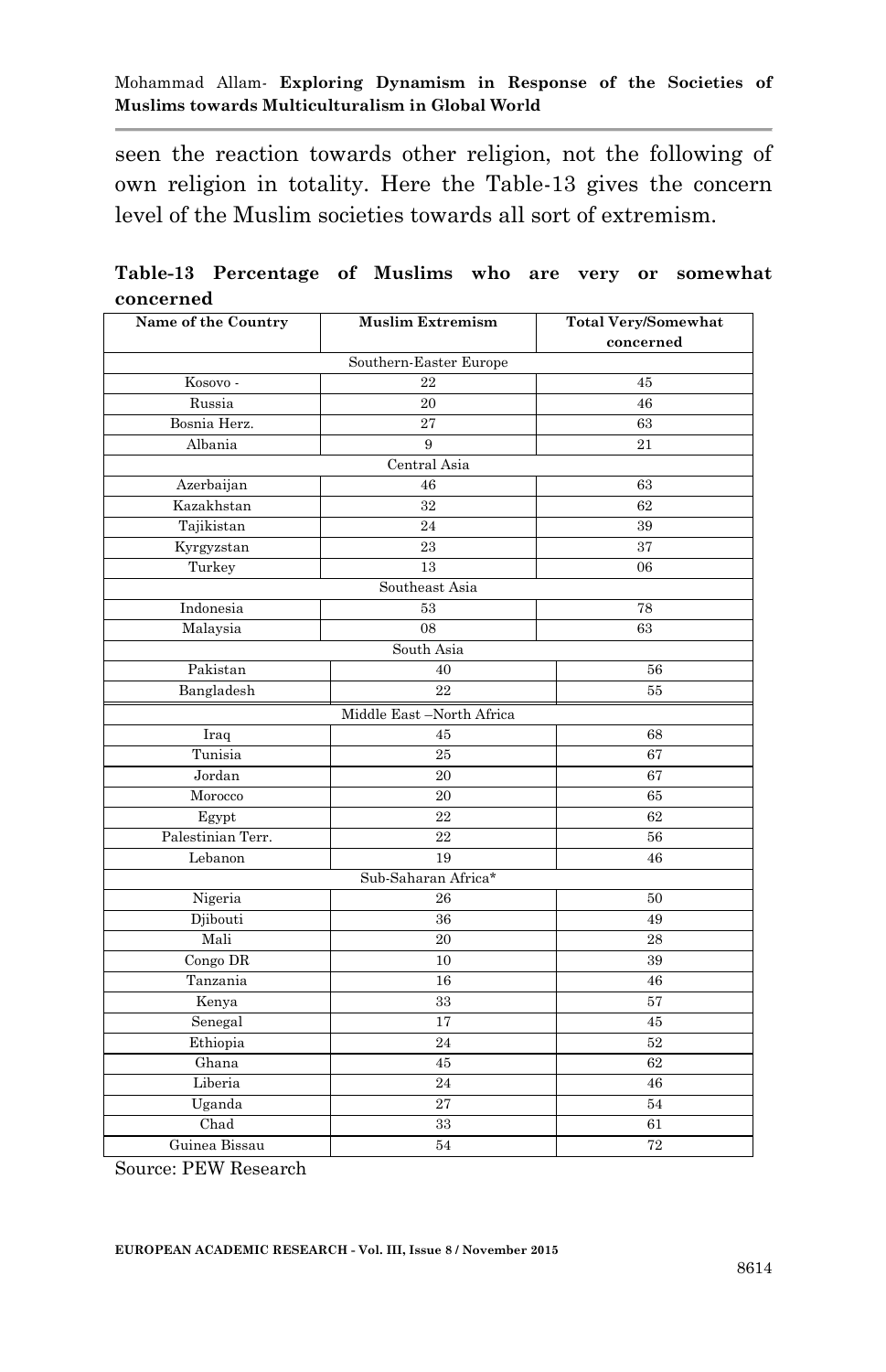seen the reaction towards other religion, not the following of own religion in totality. Here the Table-13 gives the concern level of the Muslim societies towards all sort of extremism.

**Table-13 Percentage of Muslims who are very or somewhat concerned**

| Name of the Country | Muslim Extremism | Total Very/Somewhat concerned |
|---|---|---|
| Southern-Easter Europe | | |
| Kosovo - | 22 | 45 |
| Russia | 20 | 46 |
| Bosnia Herz. | 27 | 63 |
| Albania | 9 | 21 |
| Central Asia | | |
| Azerbaijan | 46 | 63 |
| Kazakhstan | 32 | 62 |
| Tajikistan | 24 | 39 |
| Kyrgyzstan | 23 | 37 |
| Turkey | 13 | 06 |
| Southeast Asia | | |
| Indonesia | 53 | 78 |
| Malaysia | 08 | 63 |
| South Asia | | |
| Pakistan | 40 | 56 |
| Bangladesh | 22 | 55 |
| Middle East –North Africa | | |
| Iraq | 45 | 68 |
| Tunisia | 25 | 67 |
| Jordan | 20 | 67 |
| Morocco | 20 | 65 |
| Egypt | 22 | 62 |
| Palestinian Terr. | 22 | 56 |
| Lebanon | 19 | 46 |
| Sub-Saharan Africa* | | |
| Nigeria | 26 | 50 |
| Djibouti | 36 | 49 |
| Mali | 20 | 28 |
| Congo DR | 10 | 39 |
| Tanzania | 16 | 46 |
| Kenya | 33 | 57 |
| Senegal | 17 | 45 |
| Ethiopia | 24 | 52 |
| Ghana | 45 | 62 |
| Liberia | 24 | 46 |
| Uganda | 27 | 54 |
| Chad | 33 | 61 |
| Guinea Bissau | 54 | 72 |

Source: PEW Research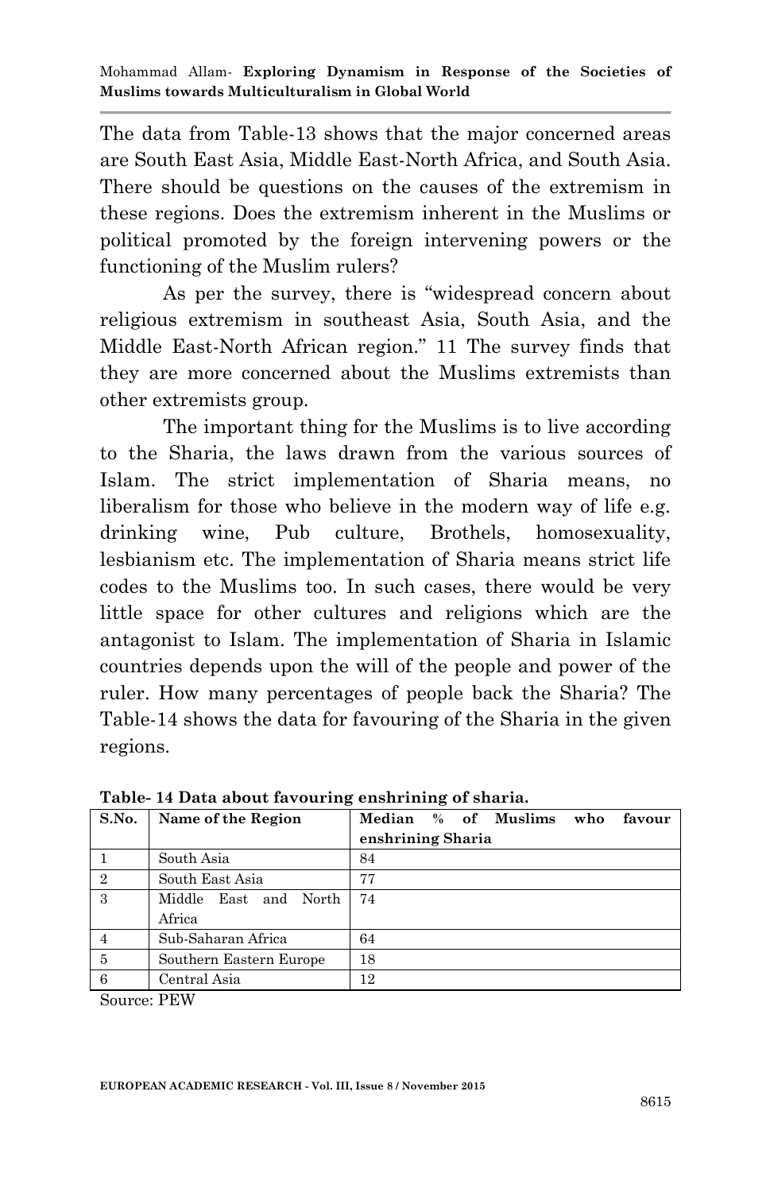The data from Table-13 shows that the major concerned areas are South East Asia, Middle East-North Africa, and South Asia. There should be questions on the causes of the extremism in these regions. Does the extremism inherent in the Muslims or political promoted by the foreign intervening powers or the functioning of the Muslim rulers?

As per the survey, there is "widespread concern about religious extremism in southeast Asia, South Asia, and the Middle East-North African region." 11 The survey finds that they are more concerned about the Muslims extremists than other extremists group.

The important thing for the Muslims is to live according to the Sharia, the laws drawn from the various sources of Islam. The strict implementation of Sharia means, no liberalism for those who believe in the modern way of life e.g. drinking wine, Pub culture, Brothels, homosexuality, lesbianism etc. The implementation of Sharia means strict life codes to the Muslims too. In such cases, there would be very little space for other cultures and religions which are the antagonist to Islam. The implementation of Sharia in Islamic countries depends upon the will of the people and power of the ruler. How many percentages of people back the Sharia? The Table-14 shows the data for favouring of the Sharia in the given regions.

**Table- 14 Data about favouring enshrining of sharia.**

| S.No. | Name of the Region | Median % of Muslims who favour enshrining Sharia |
|---|---|---|
| 1 | South Asia | 84 |
| 2 | South East Asia | 77 |
| 3 | Middle East and North Africa | 74 |
| 4 | Sub-Saharan Africa | 64 |
| 5 | Southern Eastern Europe | 18 |
| 6 | Central Asia | 12 |

Source: PEW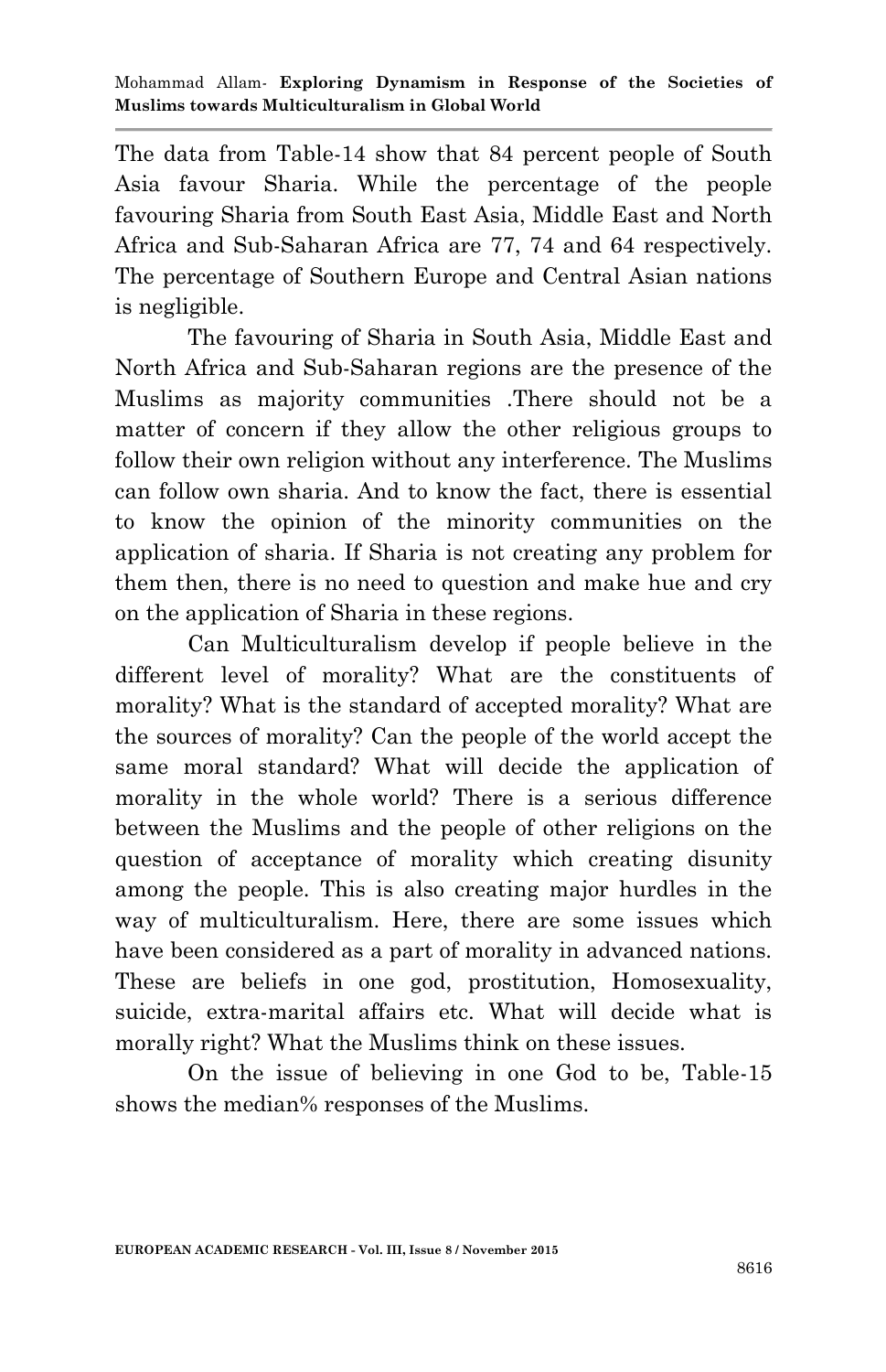The data from Table-14 show that 84 percent people of South Asia favour Sharia. While the percentage of the people favouring Sharia from South East Asia, Middle East and North Africa and Sub-Saharan Africa are 77, 74 and 64 respectively. The percentage of Southern Europe and Central Asian nations is negligible.

The favouring of Sharia in South Asia, Middle East and North Africa and Sub-Saharan regions are the presence of the Muslims as majority communities .There should not be a matter of concern if they allow the other religious groups to follow their own religion without any interference. The Muslims can follow own sharia. And to know the fact, there is essential to know the opinion of the minority communities on the application of sharia. If Sharia is not creating any problem for them then, there is no need to question and make hue and cry on the application of Sharia in these regions.

Can Multiculturalism develop if people believe in the different level of morality? What are the constituents of morality? What is the standard of accepted morality? What are the sources of morality? Can the people of the world accept the same moral standard? What will decide the application of morality in the whole world? There is a serious difference between the Muslims and the people of other religions on the question of acceptance of morality which creating disunity among the people. This is also creating major hurdles in the way of multiculturalism. Here, there are some issues which have been considered as a part of morality in advanced nations. These are beliefs in one god, prostitution, Homosexuality, suicide, extra-marital affairs etc. What will decide what is morally right? What the Muslims think on these issues.

On the issue of believing in one God to be, Table-15 shows the median% responses of the Muslims.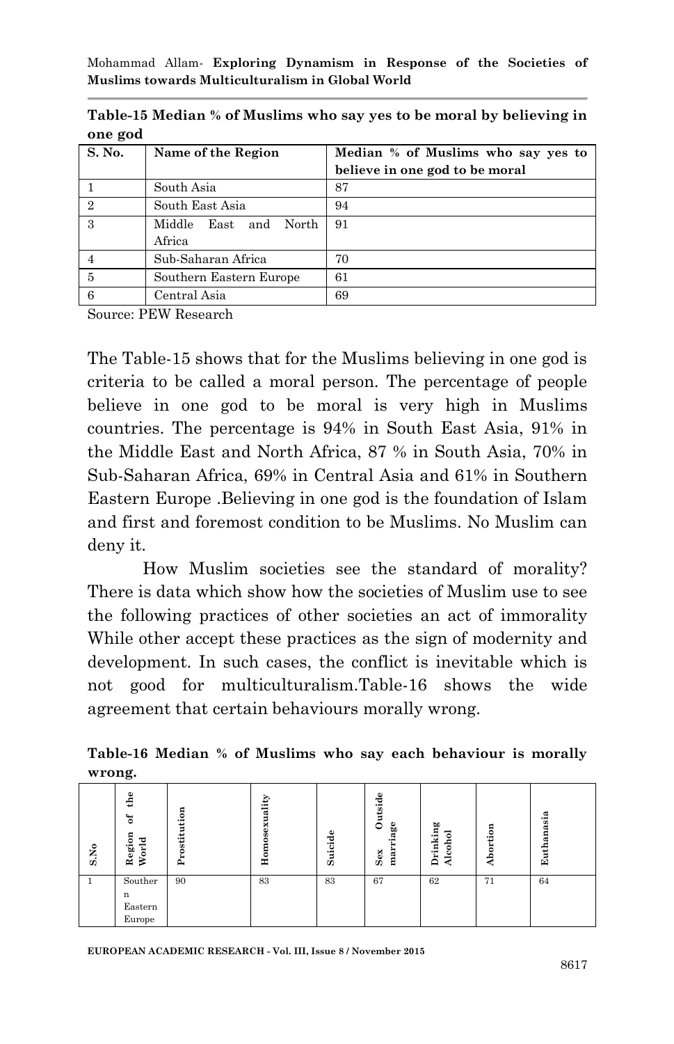**Table-15 Median % of Muslims who say yes to be moral by believing in one god**

| S. No. | Name of the Region | Median % of Muslims who say yes to believe in one god to be moral |
|---|---|---|
| 1 | South Asia | 87 |
| 2 | South East Asia | 94 |
| 3 | Middle East and North Africa | 91 |
| 4 | Sub-Saharan Africa | 70 |
| 5 | Southern Eastern Europe | 61 |
| 6 | Central Asia | 69 |

Source: PEW Research

The Table-15 shows that for the Muslims believing in one god is criteria to be called a moral person. The percentage of people believe in one god to be moral is very high in Muslims countries. The percentage is 94% in South East Asia, 91% in the Middle East and North Africa, 87 % in South Asia, 70% in Sub-Saharan Africa, 69% in Central Asia and 61% in Southern Eastern Europe .Believing in one god is the foundation of Islam and first and foremost condition to be Muslims. No Muslim can deny it.

How Muslim societies see the standard of morality? There is data which show how the societies of Muslim use to see the following practices of other societies an act of immorality While other accept these practices as the sign of modernity and development. In such cases, the conflict is inevitable which is not good for multiculturalism.Table-16 shows the wide agreement that certain behaviours morally wrong.

**Table-16 Median % of Muslims who say each behaviour is morally wrong.**

| S.No | Region of the World | Prostitution | Homosexuality | Suicide | Sex Outside marriage | Drinking Alcohol | Abortion | Euthanasia |
|---|---|---|---|---|---|---|---|---|
| 1 | Southern Eastern Europe | 90 | 83 | 83 | 67 | 62 | 71 | 64 |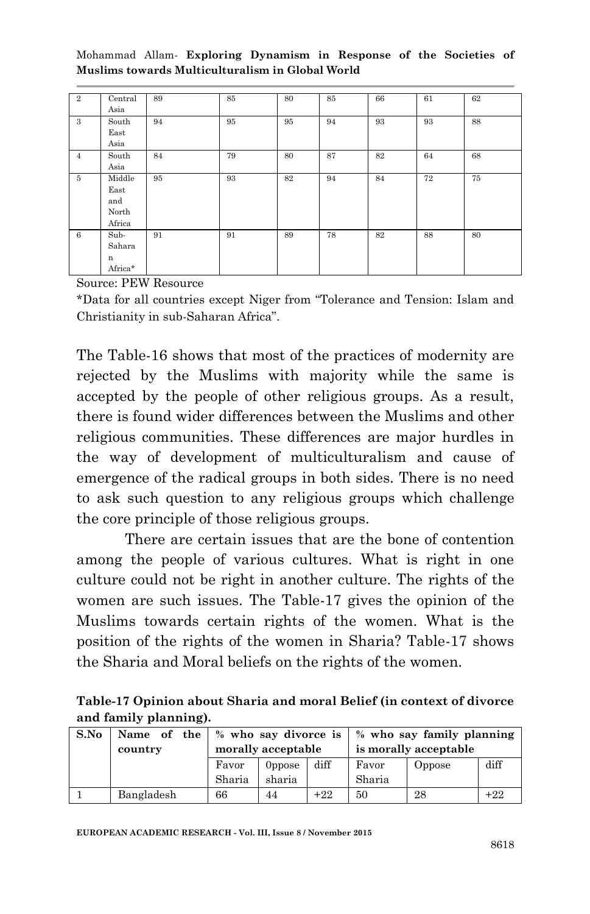| 2 | Central Asia | 89 | 85 | 80 | 85 | 66 | 61 | 62 |
|---|---|---|---|---|---|---|---|---|
| 3 | South East Asia | 94 | 95 | 95 | 94 | 93 | 93 | 88 |
| 4 | South Asia | 84 | 79 | 80 | 87 | 82 | 64 | 68 |
| 5 | Middle East and North Africa | 95 | 93 | 82 | 94 | 84 | 72 | 75 |
| 6 | Sub-Saharan Africa* | 91 | 91 | 89 | 78 | 82 | 88 | 80 |

Source: PEW Resource

*Data for all countries except Niger from "Tolerance and Tension: Islam and Christianity in sub-Saharan Africa".

The Table-16 shows that most of the practices of modernity are rejected by the Muslims with majority while the same is accepted by the people of other religious groups. As a result, there is found wider differences between the Muslims and other religious communities. These differences are major hurdles in the way of development of multiculturalism and cause of emergence of the radical groups in both sides. There is no need to ask such question to any religious groups which challenge the core principle of those religious groups.

There are certain issues that are the bone of contention among the people of various cultures. What is right in one culture could not be right in another culture. The rights of the women are such issues. The Table-17 gives the opinion of the Muslims towards certain rights of the women. What is the position of the rights of the women in Sharia? Table-17 shows the Sharia and Moral beliefs on the rights of the women.

**Table-17 Opinion about Sharia and moral Belief (in context of divorce and family planning).**

| S.No | Name of the country | % who say divorce is morally acceptable | | | % who say family planning is morally acceptable | | |
|---|---|---|---|---|---|---|---|
| | | Favor Sharia | 0ppose sharia | diff | Favor Sharia | Oppose | diff |
| 1 | Bangladesh | 66 | 44 | +22 | 50 | 28 | +22 |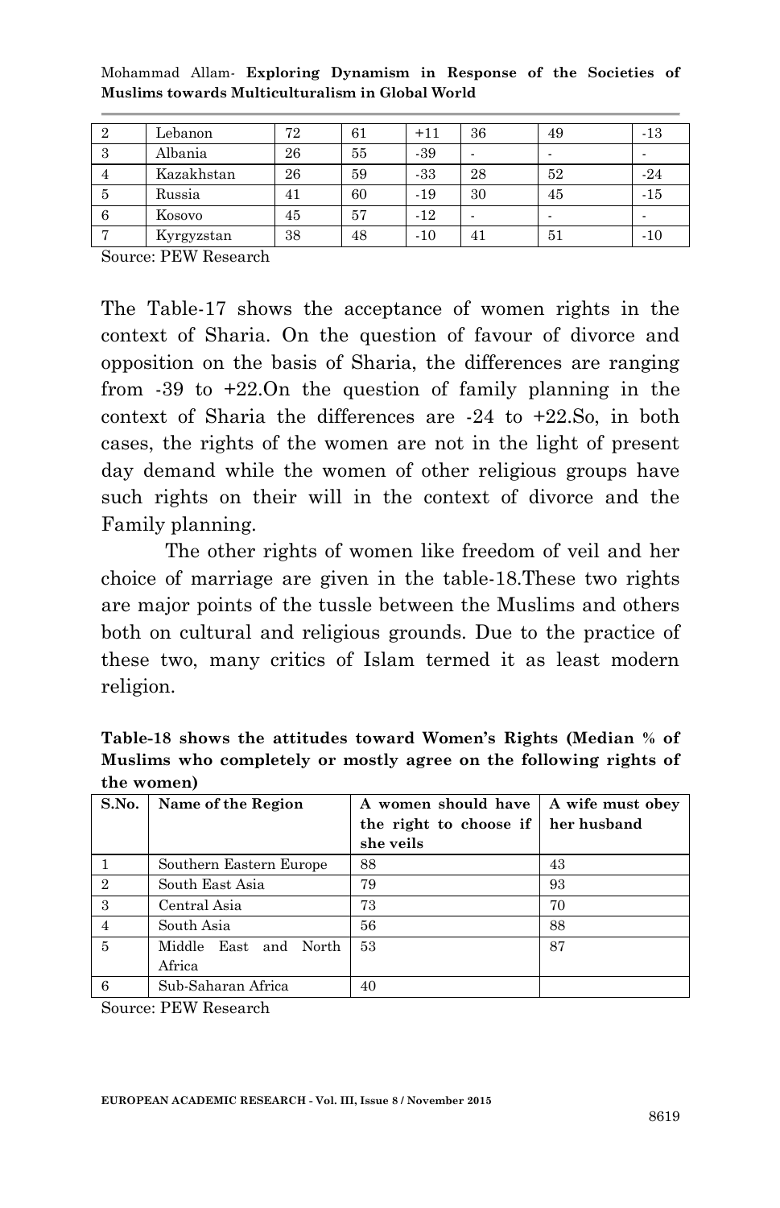| 2 | Lebanon | 72 | 61 | +11 | 36 | 49 | -13 |
|---|---|---|---|---|---|---|---|
| 3 | Albania | 26 | 55 | -39 | - | - | - |
| 4 | Kazakhstan | 26 | 59 | -33 | 28 | 52 | -24 |
| 5 | Russia | 41 | 60 | -19 | 30 | 45 | -15 |
| 6 | Kosovo | 45 | 57 | -12 | - | - | - |
| 7 | Kyrgyzstan | 38 | 48 | -10 | 41 | 51 | -10 |

Source: PEW Research

The Table-17 shows the acceptance of women rights in the context of Sharia. On the question of favour of divorce and opposition on the basis of Sharia, the differences are ranging from -39 to +22.On the question of family planning in the context of Sharia the differences are -24 to +22.So, in both cases, the rights of the women are not in the light of present day demand while the women of other religious groups have such rights on their will in the context of divorce and the Family planning.

The other rights of women like freedom of veil and her choice of marriage are given in the table-18.These two rights are major points of the tussle between the Muslims and others both on cultural and religious grounds. Due to the practice of these two, many critics of Islam termed it as least modern religion.

**Table-18 shows the attitudes toward Women's Rights (Median % of Muslims who completely or mostly agree on the following rights of the women)**

| S.No. | Name of the Region | A women should have the right to choose if she veils | A wife must obey her husband |
|---|---|---|---|
| 1 | Southern Eastern Europe | 88 | 43 |
| 2 | South East Asia | 79 | 93 |
| 3 | Central Asia | 73 | 70 |
| 4 | South Asia | 56 | 88 |
| 5 | Middle East and North Africa | 53 | 87 |
| 6 | Sub-Saharan Africa | 40 | |

Source: PEW Research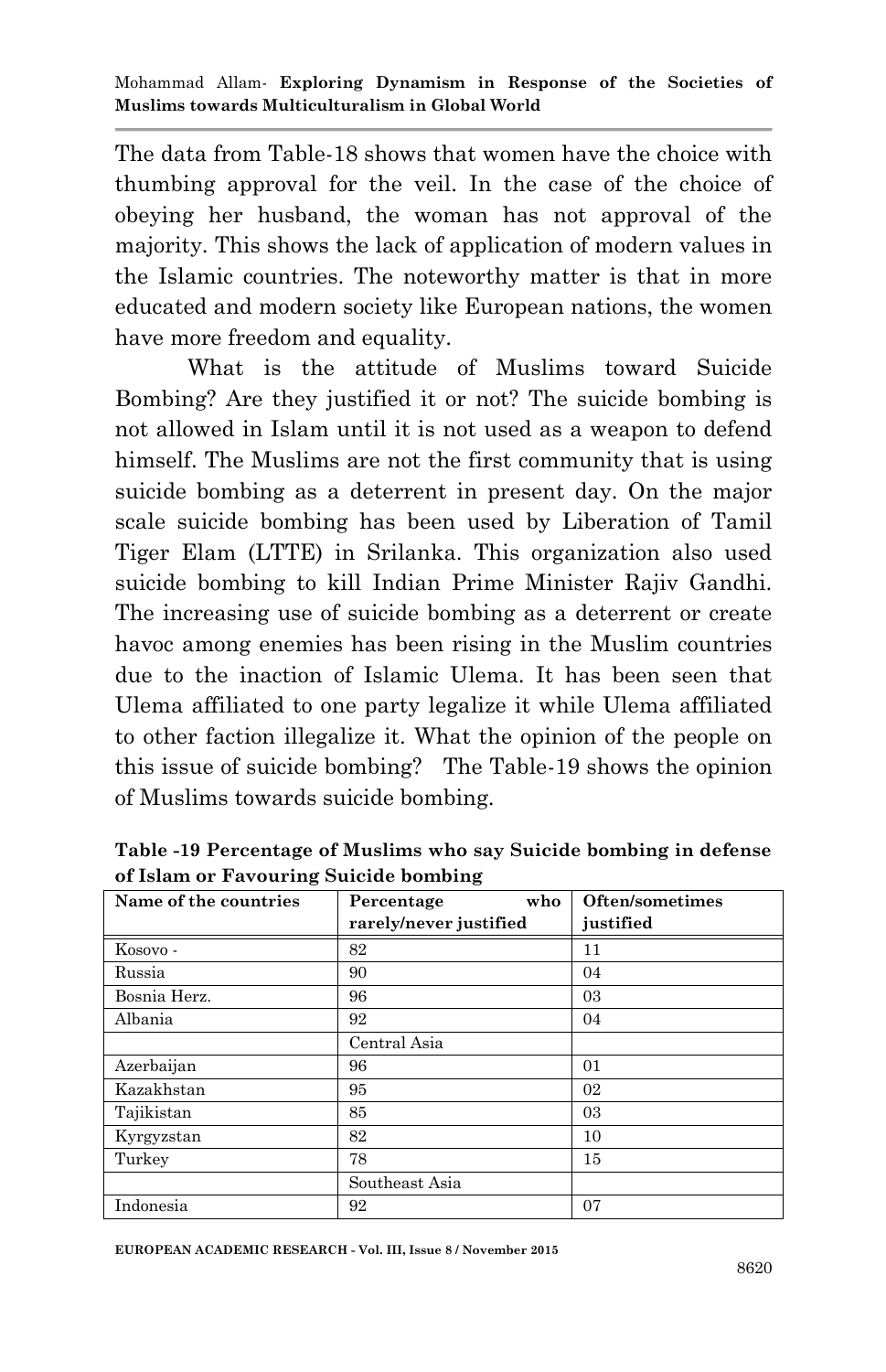The data from Table-18 shows that women have the choice with thumbing approval for the veil. In the case of the choice of obeying her husband, the woman has not approval of the majority. This shows the lack of application of modern values in the Islamic countries. The noteworthy matter is that in more educated and modern society like European nations, the women have more freedom and equality.

What is the attitude of Muslims toward Suicide Bombing? Are they justified it or not? The suicide bombing is not allowed in Islam until it is not used as a weapon to defend himself. The Muslims are not the first community that is using suicide bombing as a deterrent in present day. On the major scale suicide bombing has been used by Liberation of Tamil Tiger Elam (LTTE) in Srilanka. This organization also used suicide bombing to kill Indian Prime Minister Rajiv Gandhi. The increasing use of suicide bombing as a deterrent or create havoc among enemies has been rising in the Muslim countries due to the inaction of Islamic Ulema. It has been seen that Ulema affiliated to one party legalize it while Ulema affiliated to other faction illegalize it. What the opinion of the people on this issue of suicide bombing? The Table-19 shows the opinion of Muslims towards suicide bombing.

**Table -19 Percentage of Muslims who say Suicide bombing in defense of Islam or Favouring Suicide bombing**

| Name of the countries | Percentage who rarely/never justified | Often/sometimes justified |
|---|---|---|
| Kosovo - | 82 | 11 |
| Russia | 90 | 04 |
| Bosnia Herz. | 96 | 03 |
| Albania | 92 | 04 |
| | Central Asia | |
| Azerbaijan | 96 | 01 |
| Kazakhstan | 95 | 02 |
| Tajikistan | 85 | 03 |
| Kyrgyzstan | 82 | 10 |
| Turkey | 78 | 15 |
| | Southeast Asia | |
| Indonesia | 92 | 07 |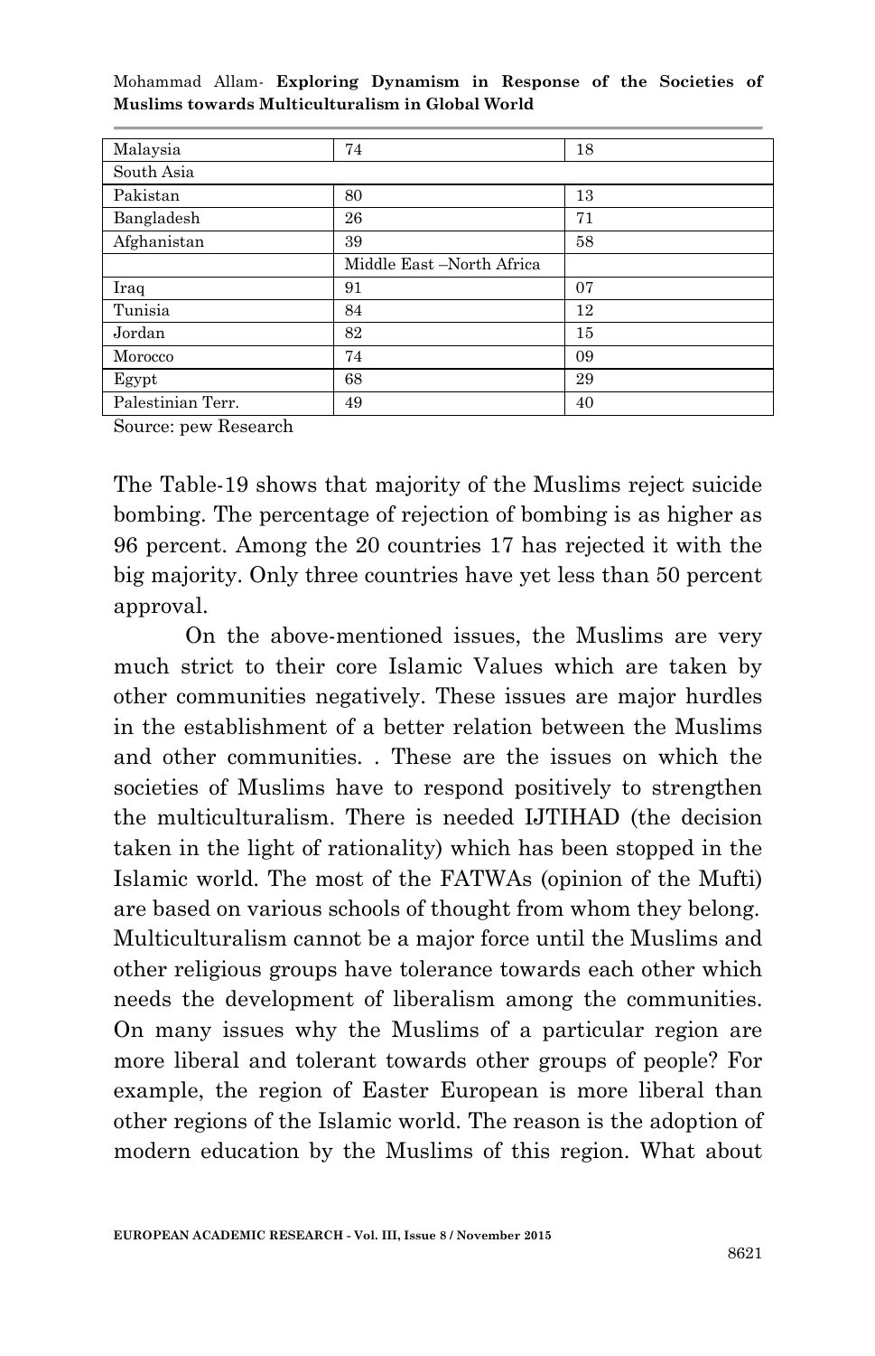| Malaysia | 74 | 18 |
|---|---|---|
| South Asia | | |
| Pakistan | 80 | 13 |
| Bangladesh | 26 | 71 |
| Afghanistan | 39 | 58 |
| | Middle East –North Africa | |
| Iraq | 91 | 07 |
| Tunisia | 84 | 12 |
| Jordan | 82 | 15 |
| Morocco | 74 | 09 |
| Egypt | 68 | 29 |
| Palestinian Terr. | 49 | 40 |

Source: pew Research

The Table-19 shows that majority of the Muslims reject suicide bombing. The percentage of rejection of bombing is as higher as 96 percent. Among the 20 countries 17 has rejected it with the big majority. Only three countries have yet less than 50 percent approval.

On the above-mentioned issues, the Muslims are very much strict to their core Islamic Values which are taken by other communities negatively. These issues are major hurdles in the establishment of a better relation between the Muslims and other communities. . These are the issues on which the societies of Muslims have to respond positively to strengthen the multiculturalism. There is needed IJTIHAD (the decision taken in the light of rationality) which has been stopped in the Islamic world. The most of the FATWAs (opinion of the Mufti) are based on various schools of thought from whom they belong. Multiculturalism cannot be a major force until the Muslims and other religious groups have tolerance towards each other which needs the development of liberalism among the communities. On many issues why the Muslims of a particular region are more liberal and tolerant towards other groups of people? For example, the region of Easter European is more liberal than other regions of the Islamic world. The reason is the adoption of modern education by the Muslims of this region. What about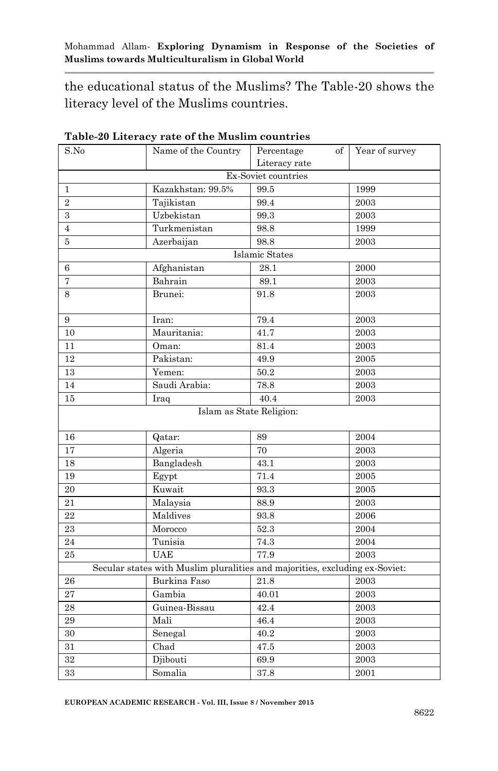the educational status of the Muslims? The Table-20 shows the literacy level of the Muslims countries.

**Table-20 Literacy rate of the Muslim countries**

| S.No | Name of the Country | Percentage of Literacy rate | Year of survey |
|---|---|---|---|
| Ex-Soviet countries | | | |
| 1 | Kazakhstan: 99.5% | 99.5 | 1999 |
| 2 | Tajikistan | 99.4 | 2003 |
| 3 | Uzbekistan | 99.3 | 2003 |
| 4 | Turkmenistan | 98.8 | 1999 |
| 5 | Azerbaijan | 98.8 | 2003 |
| Islamic States | | | |
| 6 | Afghanistan | 28.1 | 2000 |
| 7 | Bahrain | 89.1 | 2003 |
| 8 | Brunei: | 91.8 | 2003 |
| 9 | Iran: | 79.4 | 2003 |
| 10 | Mauritania: | 41.7 | 2003 |
| 11 | Oman: | 81.4 | 2003 |
| 12 | Pakistan: | 49.9 | 2005 |
| 13 | Yemen: | 50.2 | 2003 |
| 14 | Saudi Arabia: | 78.8 | 2003 |
| 15 | Iraq | 40.4 | 2003 |
| Islam as State Religion: | | | |
| 16 | Qatar: | 89 | 2004 |
| 17 | Algeria | 70 | 2003 |
| 18 | Bangladesh | 43.1 | 2003 |
| 19 | Egypt | 71.4 | 2005 |
| 20 | Kuwait | 93.3 | 2005 |
| 21 | Malaysia | 88.9 | 2003 |
| 22 | Maldives | 93.8 | 2006 |
| 23 | Morocco | 52.3 | 2004 |
| 24 | Tunisia | 74.3 | 2004 |
| 25 | UAE | 77.9 | 2003 |
| Secular states with Muslim pluralities and majorities, excluding ex-Soviet: | | | |
| 26 | Burkina Faso | 21.8 | 2003 |
| 27 | Gambia | 40.01 | 2003 |
| 28 | Guinea-Bissau | 42.4 | 2003 |
| 29 | Mali | 46.4 | 2003 |
| 30 | Senegal | 40.2 | 2003 |
| 31 | Chad | 47.5 | 2003 |
| 32 | Djibouti | 69.9 | 2003 |
| 33 | Somalia | 37.8 | 2001 |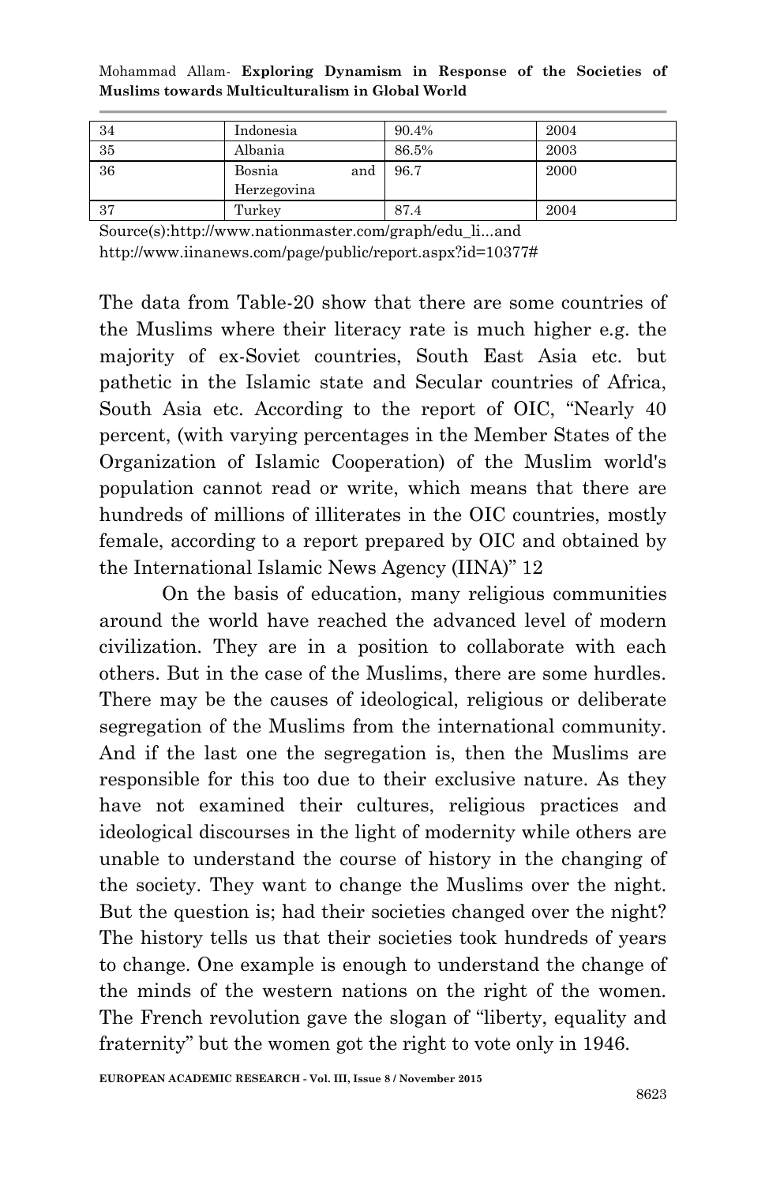| 34 | Indonesia | 90.4% | 2004 |
|---|---|---|---|
| 35 | Albania | 86.5% | 2003 |
| 36 | Bosnia and Herzegovina | 96.7 | 2000 |
| 37 | Turkey | 87.4 | 2004 |

Source(s):http://www.nationmaster.com/graph/edu_li...and
http://www.iinanews.com/page/public/report.aspx?id=10377#

The data from Table-20 show that there are some countries of the Muslims where their literacy rate is much higher e.g. the majority of ex-Soviet countries, South East Asia etc. but pathetic in the Islamic state and Secular countries of Africa, South Asia etc. According to the report of OIC, "Nearly 40 percent, (with varying percentages in the Member States of the Organization of Islamic Cooperation) of the Muslim world's population cannot read or write, which means that there are hundreds of millions of illiterates in the OIC countries, mostly female, according to a report prepared by OIC and obtained by the International Islamic News Agency (IINA)" 12

On the basis of education, many religious communities around the world have reached the advanced level of modern civilization. They are in a position to collaborate with each others. But in the case of the Muslims, there are some hurdles. There may be the causes of ideological, religious or deliberate segregation of the Muslims from the international community. And if the last one the segregation is, then the Muslims are responsible for this too due to their exclusive nature. As they have not examined their cultures, religious practices and ideological discourses in the light of modernity while others are unable to understand the course of history in the changing of the society. They want to change the Muslims over the night. But the question is; had their societies changed over the night? The history tells us that their societies took hundreds of years to change. One example is enough to understand the change of the minds of the western nations on the right of the women. The French revolution gave the slogan of "liberty, equality and fraternity" but the women got the right to vote only in 1946.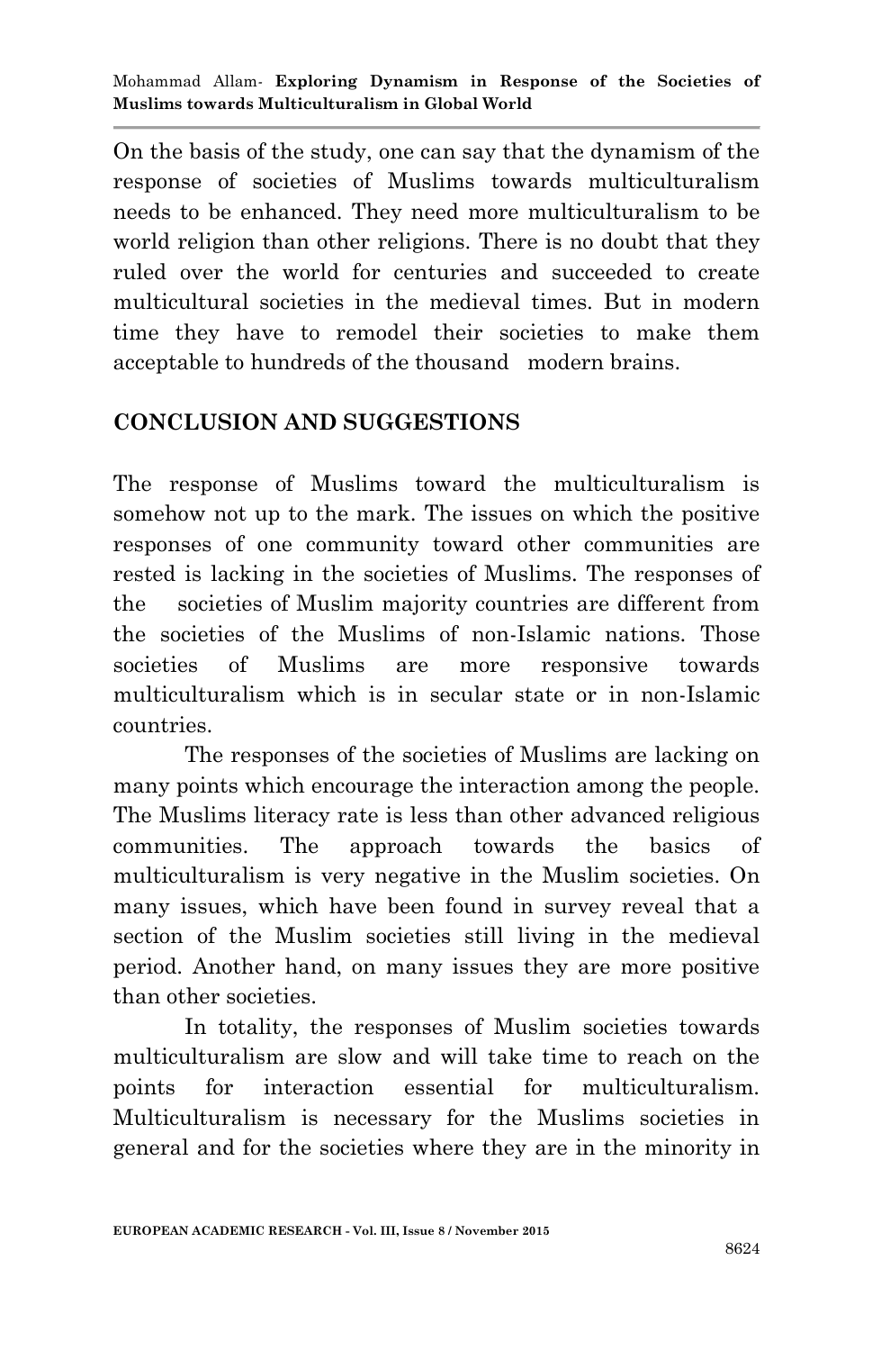On the basis of the study, one can say that the dynamism of the response of societies of Muslims towards multiculturalism needs to be enhanced. They need more multiculturalism to be world religion than other religions. There is no doubt that they ruled over the world for centuries and succeeded to create multicultural societies in the medieval times. But in modern time they have to remodel their societies to make them acceptable to hundreds of the thousand modern brains.

## CONCLUSION AND SUGGESTIONS

The response of Muslims toward the multiculturalism is somehow not up to the mark. The issues on which the positive responses of one community toward other communities are rested is lacking in the societies of Muslims. The responses of the societies of Muslim majority countries are different from the societies of the Muslims of non-Islamic nations. Those societies of Muslims are more responsive towards multiculturalism which is in secular state or in non-Islamic countries.

The responses of the societies of Muslims are lacking on many points which encourage the interaction among the people. The Muslims literacy rate is less than other advanced religious communities. The approach towards the basics of multiculturalism is very negative in the Muslim societies. On many issues, which have been found in survey reveal that a section of the Muslim societies still living in the medieval period. Another hand, on many issues they are more positive than other societies.

In totality, the responses of Muslim societies towards multiculturalism are slow and will take time to reach on the points for interaction essential for multiculturalism. Multiculturalism is necessary for the Muslims societies in general and for the societies where they are in the minority in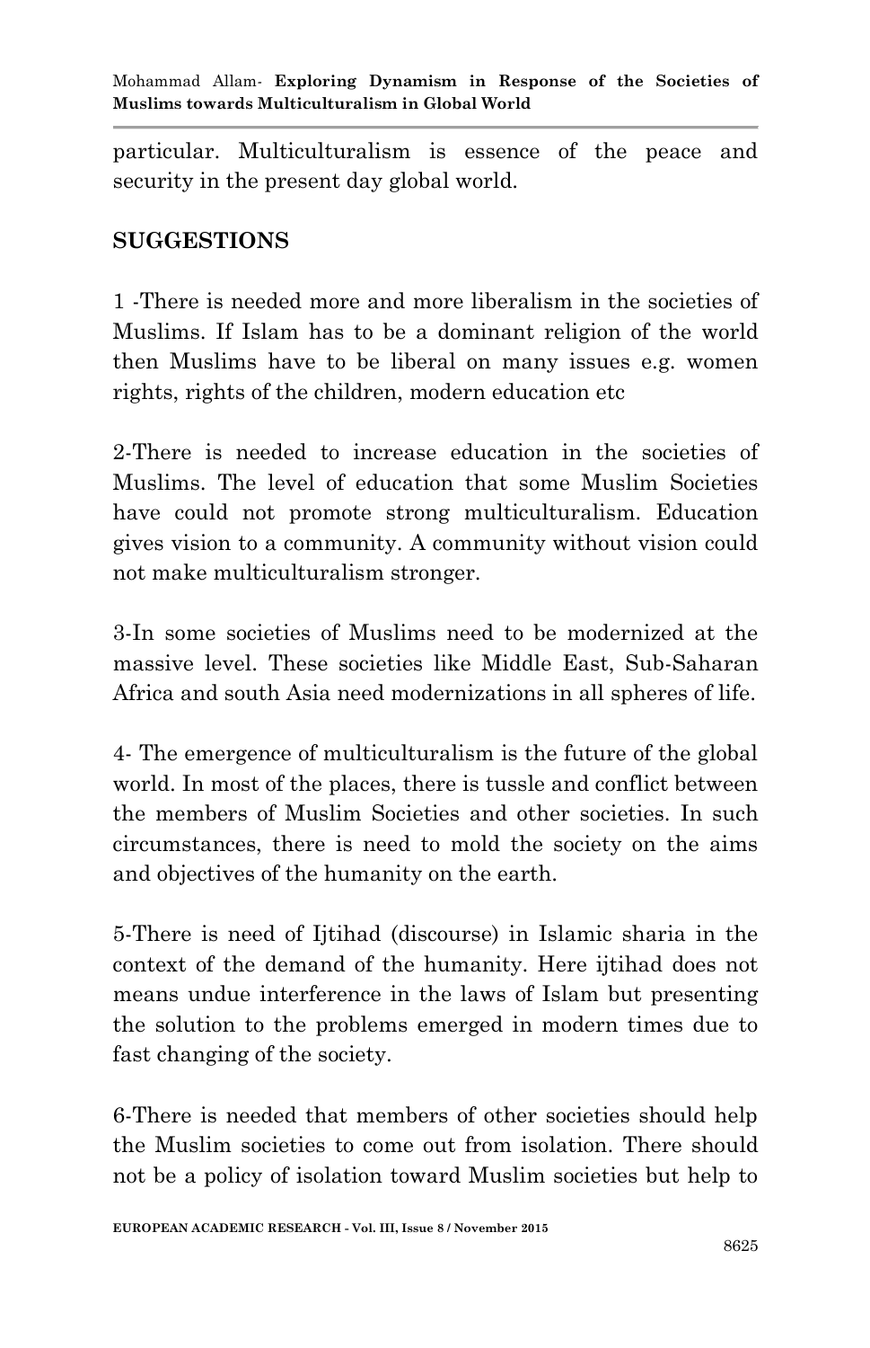particular. Multiculturalism is essence of the peace and security in the present day global world.

## SUGGESTIONS

1 -There is needed more and more liberalism in the societies of Muslims. If Islam has to be a dominant religion of the world then Muslims have to be liberal on many issues e.g. women rights, rights of the children, modern education etc

2-There is needed to increase education in the societies of Muslims. The level of education that some Muslim Societies have could not promote strong multiculturalism. Education gives vision to a community. A community without vision could not make multiculturalism stronger.

3-In some societies of Muslims need to be modernized at the massive level. These societies like Middle East, Sub-Saharan Africa and south Asia need modernizations in all spheres of life.

4- The emergence of multiculturalism is the future of the global world. In most of the places, there is tussle and conflict between the members of Muslim Societies and other societies. In such circumstances, there is need to mold the society on the aims and objectives of the humanity on the earth.

5-There is need of Ijtihad (discourse) in Islamic sharia in the context of the demand of the humanity. Here ijtihad does not means undue interference in the laws of Islam but presenting the solution to the problems emerged in modern times due to fast changing of the society.

6-There is needed that members of other societies should help the Muslim societies to come out from isolation. There should not be a policy of isolation toward Muslim societies but help to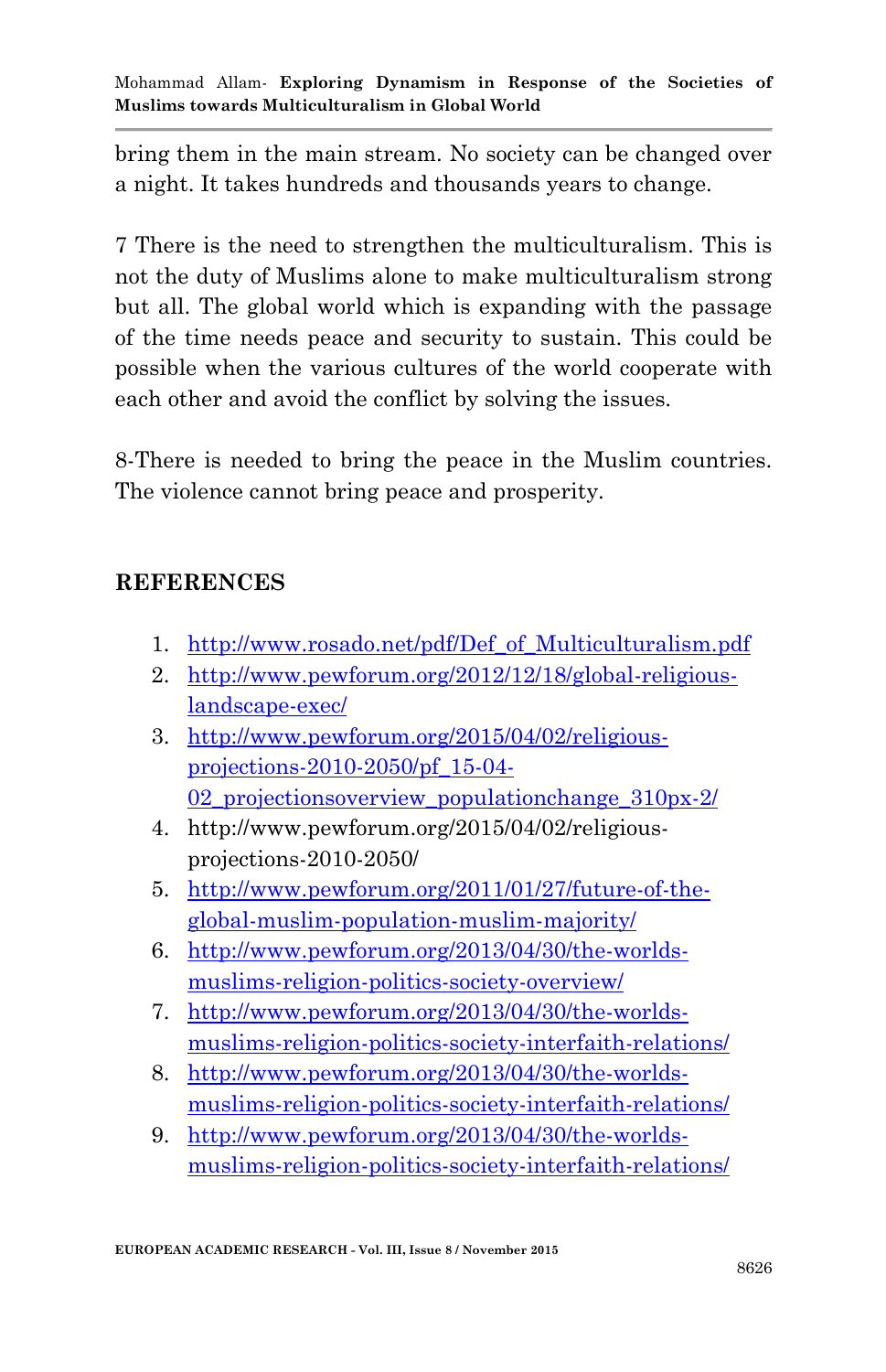bring them in the main stream. No society can be changed over a night. It takes hundreds and thousands years to change.

7 There is the need to strengthen the multiculturalism. This is not the duty of Muslims alone to make multiculturalism strong but all. The global world which is expanding with the passage of the time needs peace and security to sustain. This could be possible when the various cultures of the world cooperate with each other and avoid the conflict by solving the issues.

8-There is needed to bring the peace in the Muslim countries. The violence cannot bring peace and prosperity.

## REFERENCES

1. http://www.rosado.net/pdf/Def_of_Multiculturalism.pdf
2. http://www.pewforum.org/2012/12/18/global-religious-landscape-exec/
3. http://www.pewforum.org/2015/04/02/religious-projections-2010-2050/pf_15-04-02_projectionsoverview_populationchange_310px-2/
4. http://www.pewforum.org/2015/04/02/religious-projections-2010-2050/
5. http://www.pewforum.org/2011/01/27/future-of-the-global-muslim-population-muslim-majority/
6. http://www.pewforum.org/2013/04/30/the-worlds-muslims-religion-politics-society-overview/
7. http://www.pewforum.org/2013/04/30/the-worlds-muslims-religion-politics-society-interfaith-relations/
8. http://www.pewforum.org/2013/04/30/the-worlds-muslims-religion-politics-society-interfaith-relations/
9. http://www.pewforum.org/2013/04/30/the-worlds-muslims-religion-politics-society-interfaith-relations/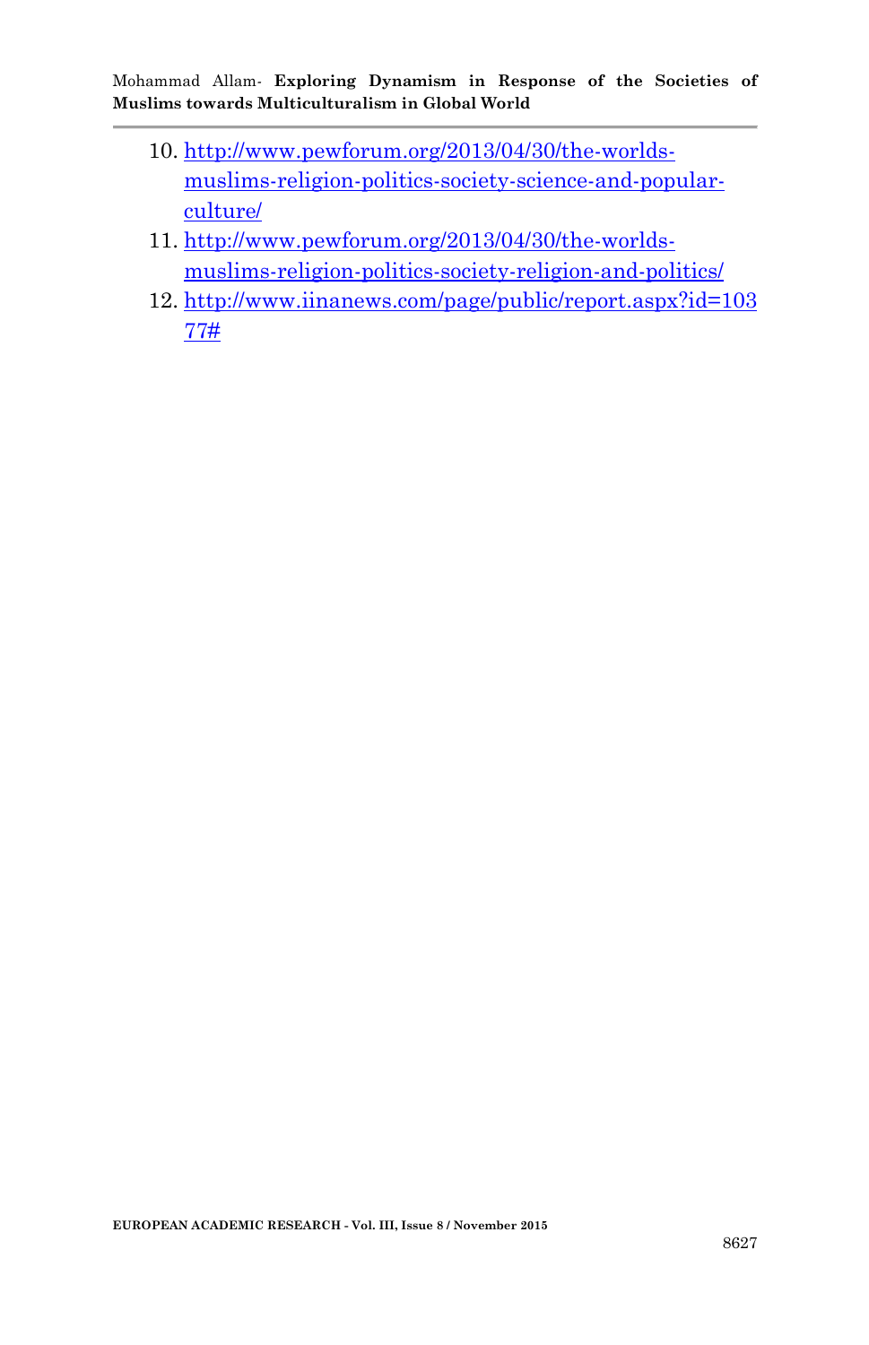10. http://www.pewforum.org/2013/04/30/the-worlds-muslims-religion-politics-society-science-and-popular-culture/
11. http://www.pewforum.org/2013/04/30/the-worlds-muslims-religion-politics-society-religion-and-politics/
12. http://www.iinanews.com/page/public/report.aspx?id=10377#